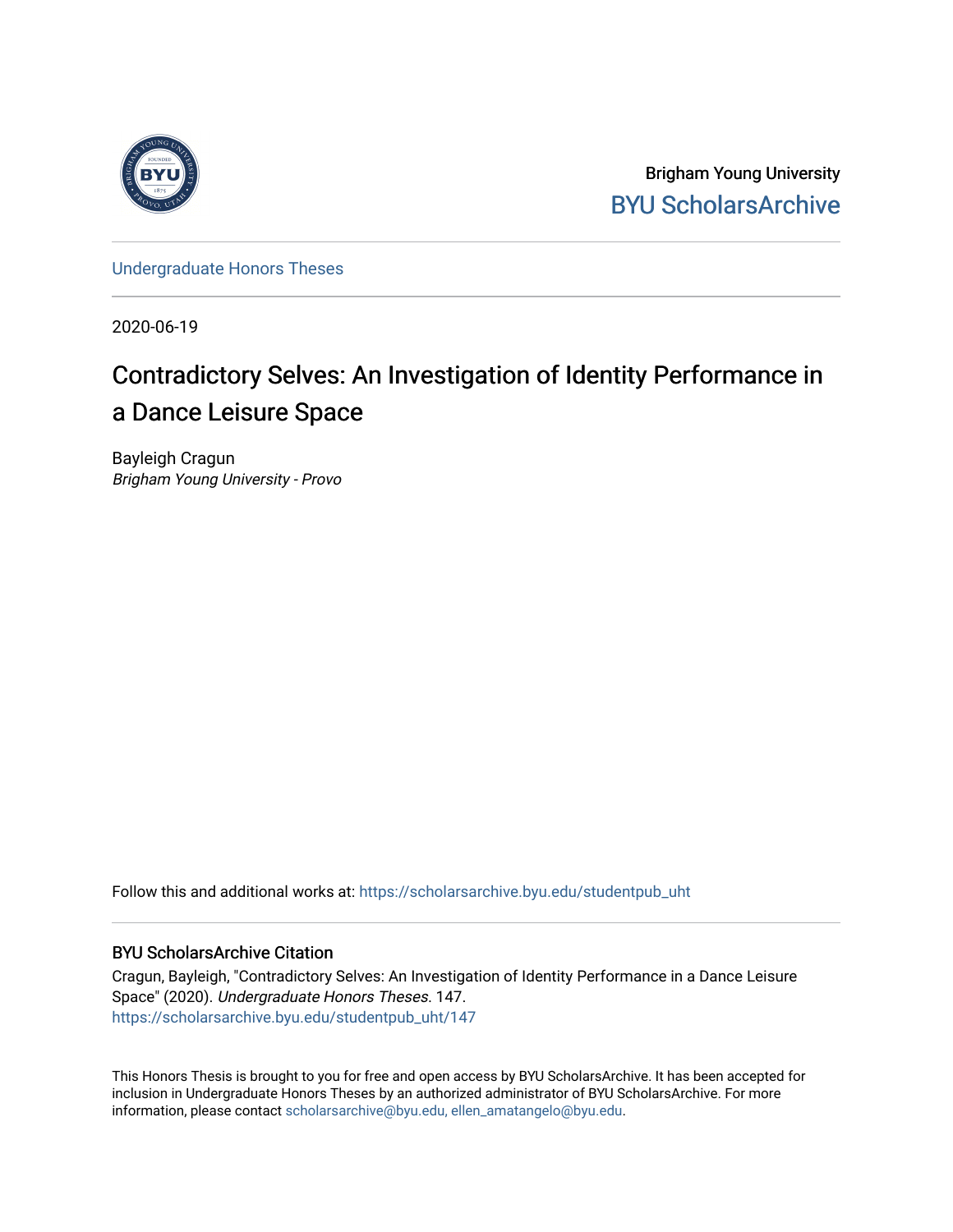Brigham Young University

BYU ScholarsArchive

Undergraduate Honors Theses

2020-06-19

# Contradictory Selves: An Investigation of Identity Performance in a Dance Leisure Space

Bayleigh Cragun

*Brigham Young University - Provo*

Follow this and additional works at: https://scholarsarchive.byu.edu/studentpub_uht

## BYU ScholarsArchive Citation

Cragun, Bayleigh, "Contradictory Selves: An Investigation of Identity Performance in a Dance Leisure Space" (2020). *Undergraduate Honors Theses*. 147.
https://scholarsarchive.byu.edu/studentpub_uht/147

This Honors Thesis is brought to you for free and open access by BYU ScholarsArchive. It has been accepted for inclusion in Undergraduate Honors Theses by an authorized administrator of BYU ScholarsArchive. For more information, please contact scholarsarchive@byu.edu, ellen_amatangelo@byu.edu.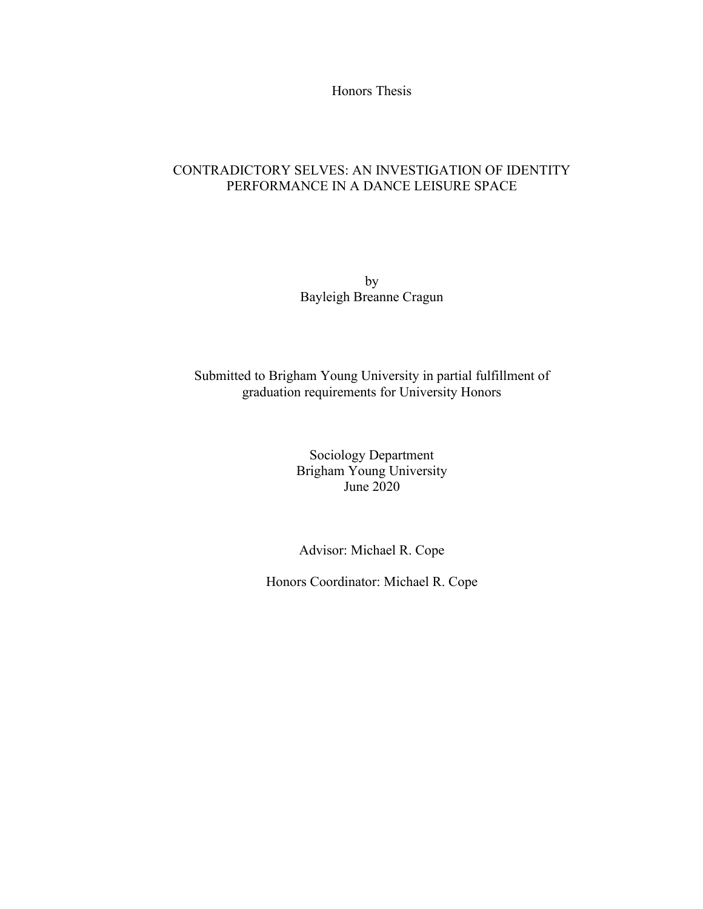Honors Thesis

# CONTRADICTORY SELVES: AN INVESTIGATION OF IDENTITY PERFORMANCE IN A DANCE LEISURE SPACE

by
Bayleigh Breanne Cragun

Submitted to Brigham Young University in partial fulfillment of graduation requirements for University Honors

Sociology Department
Brigham Young University
June 2020

Advisor: Michael R. Cope

Honors Coordinator: Michael R. Cope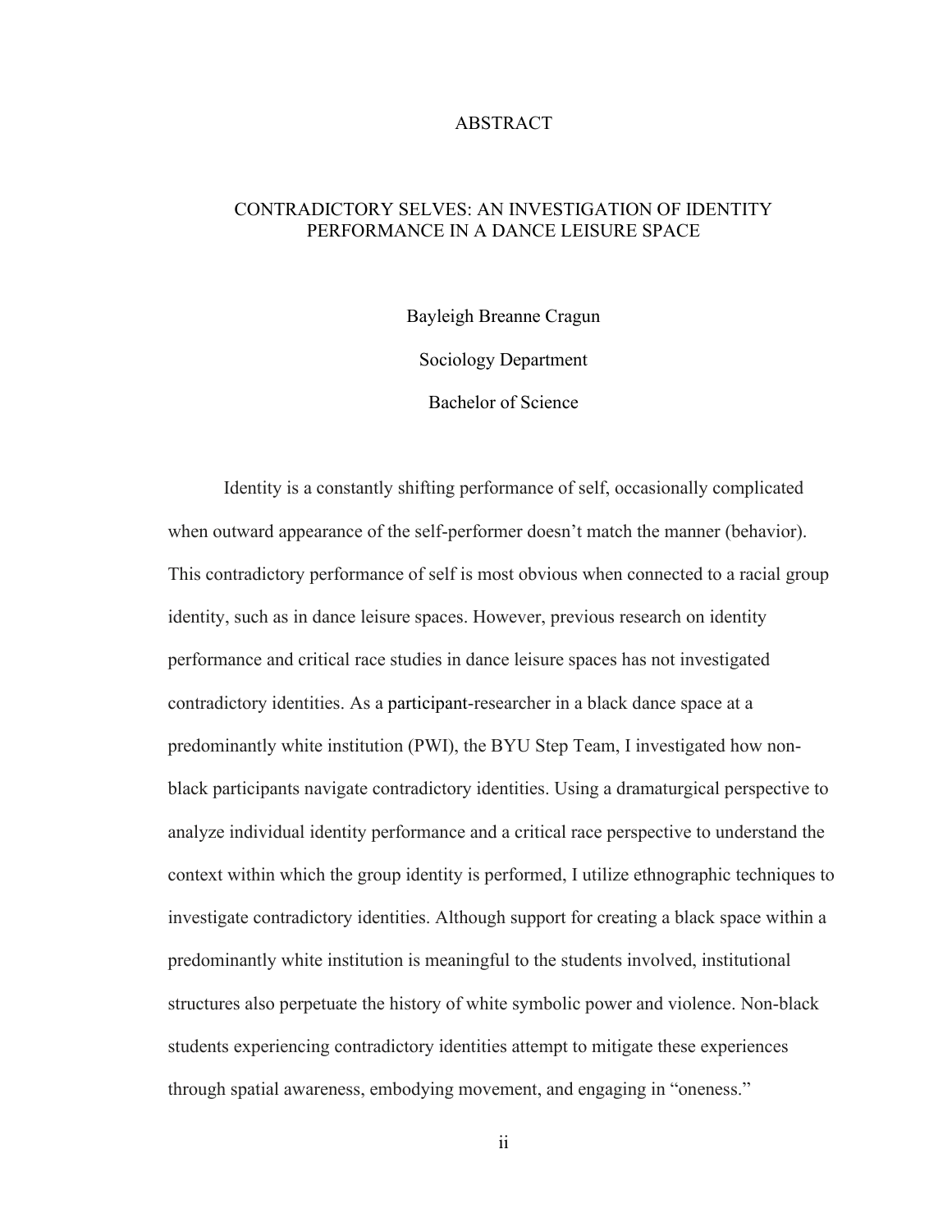# ABSTRACT

## CONTRADICTORY SELVES: AN INVESTIGATION OF IDENTITY PERFORMANCE IN A DANCE LEISURE SPACE

Bayleigh Breanne Cragun

Sociology Department

Bachelor of Science

Identity is a constantly shifting performance of self, occasionally complicated when outward appearance of the self-performer doesn't match the manner (behavior). This contradictory performance of self is most obvious when connected to a racial group identity, such as in dance leisure spaces. However, previous research on identity performance and critical race studies in dance leisure spaces has not investigated contradictory identities. As a participant-researcher in a black dance space at a predominantly white institution (PWI), the BYU Step Team, I investigated how non-black participants navigate contradictory identities. Using a dramaturgical perspective to analyze individual identity performance and a critical race perspective to understand the context within which the group identity is performed, I utilize ethnographic techniques to investigate contradictory identities. Although support for creating a black space within a predominantly white institution is meaningful to the students involved, institutional structures also perpetuate the history of white symbolic power and violence. Non-black students experiencing contradictory identities attempt to mitigate these experiences through spatial awareness, embodying movement, and engaging in "oneness."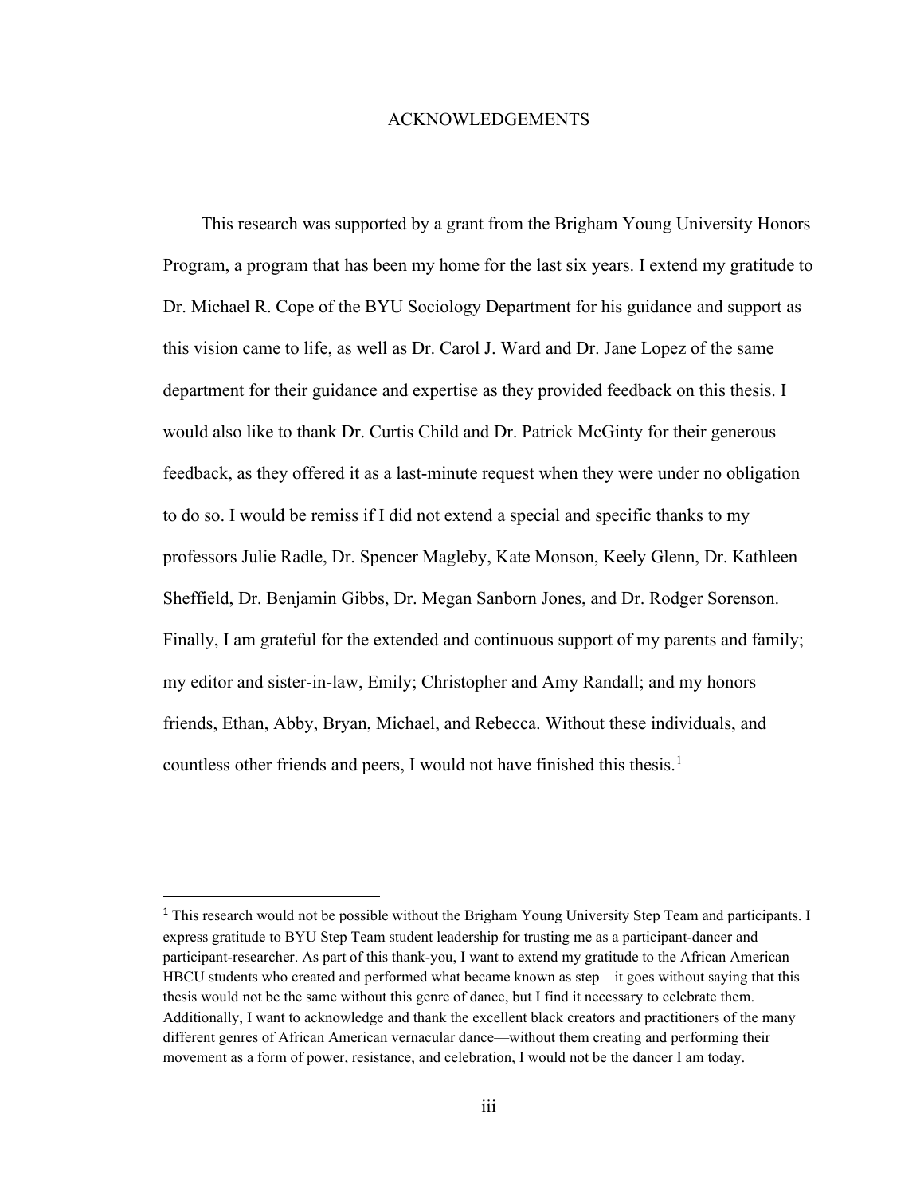# ACKNOWLEDGEMENTS

This research was supported by a grant from the Brigham Young University Honors Program, a program that has been my home for the last six years. I extend my gratitude to Dr. Michael R. Cope of the BYU Sociology Department for his guidance and support as this vision came to life, as well as Dr. Carol J. Ward and Dr. Jane Lopez of the same department for their guidance and expertise as they provided feedback on this thesis. I would also like to thank Dr. Curtis Child and Dr. Patrick McGinty for their generous feedback, as they offered it as a last-minute request when they were under no obligation to do so. I would be remiss if I did not extend a special and specific thanks to my professors Julie Radle, Dr. Spencer Magleby, Kate Monson, Keely Glenn, Dr. Kathleen Sheffield, Dr. Benjamin Gibbs, Dr. Megan Sanborn Jones, and Dr. Rodger Sorenson. Finally, I am grateful for the extended and continuous support of my parents and family; my editor and sister-in-law, Emily; Christopher and Amy Randall; and my honors friends, Ethan, Abby, Bryan, Michael, and Rebecca. Without these individuals, and countless other friends and peers, I would not have finished this thesis.[1]

---

[1] This research would not be possible without the Brigham Young University Step Team and participants. I express gratitude to BYU Step Team student leadership for trusting me as a participant-dancer and participant-researcher. As part of this thank-you, I want to extend my gratitude to the African American HBCU students who created and performed what became known as step—it goes without saying that this thesis would not be the same without this genre of dance, but I find it necessary to celebrate them. Additionally, I want to acknowledge and thank the excellent black creators and practitioners of the many different genres of African American vernacular dance—without them creating and performing their movement as a form of power, resistance, and celebration, I would not be the dancer I am today.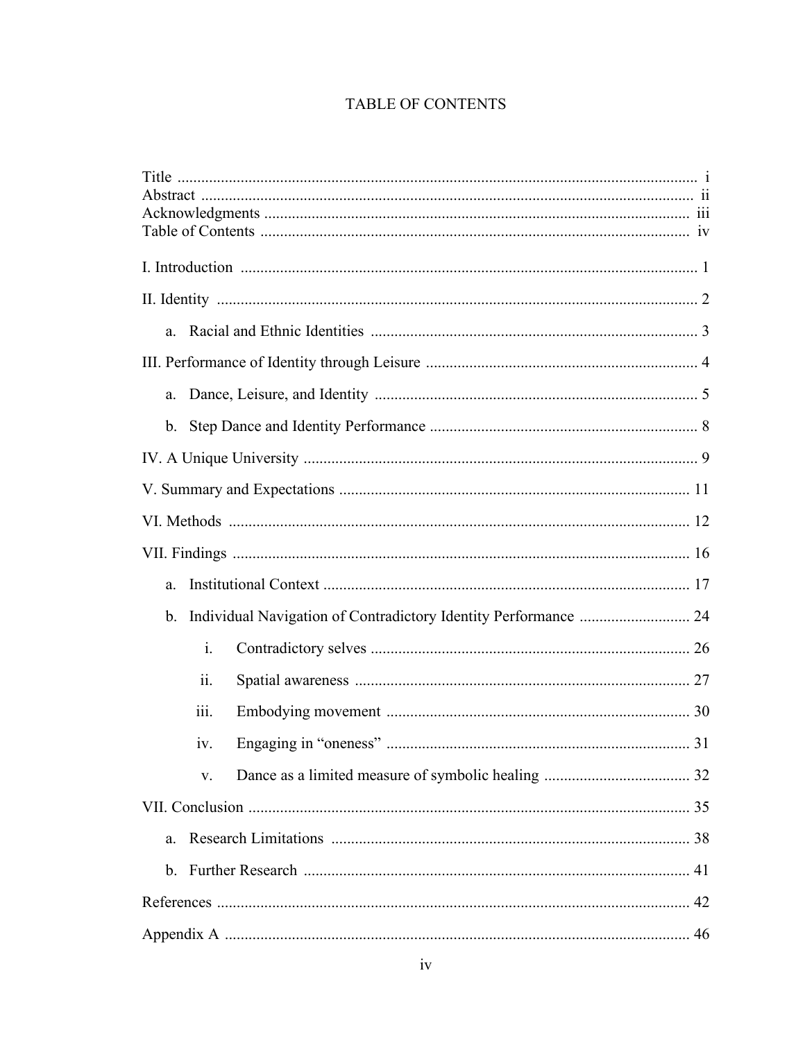# TABLE OF CONTENTS

Title ........................................................................................................................ i
Abstract .................................................................................................................. ii
Acknowledgments .................................................................................................. iii
Table of Contents .................................................................................................... iv

I. Introduction ........................................................................................................ 1

II. Identity ............................................................................................................. 2

  a. Racial and Ethnic Identities ............................................................................ 3

III. Performance of Identity through Leisure ........................................................ 4

  a. Dance, Leisure, and Identity ........................................................................... 5

  b. Step Dance and Identity Performance ............................................................. 8

IV. A Unique University ......................................................................................... 9

V. Summary and Expectations ............................................................................... 11

VI. Methods ........................................................................................................... 12

VII. Findings .......................................................................................................... 16

  a. Institutional Context ....................................................................................... 17

  b. Individual Navigation of Contradictory Identity Performance ........................ 24

    i. Contradictory selves ..................................................................................... 26

    ii. Spatial awareness ......................................................................................... 27

    iii. Embodying movement ................................................................................. 30

    iv. Engaging in "oneness" .................................................................................. 31

    v. Dance as a limited measure of symbolic healing ......................................... 32

VII. Conclusion ...................................................................................................... 35

  a. Research Limitations ...................................................................................... 38

  b. Further Research ............................................................................................. 41

References ............................................................................................................... 42

Appendix A ............................................................................................................. 46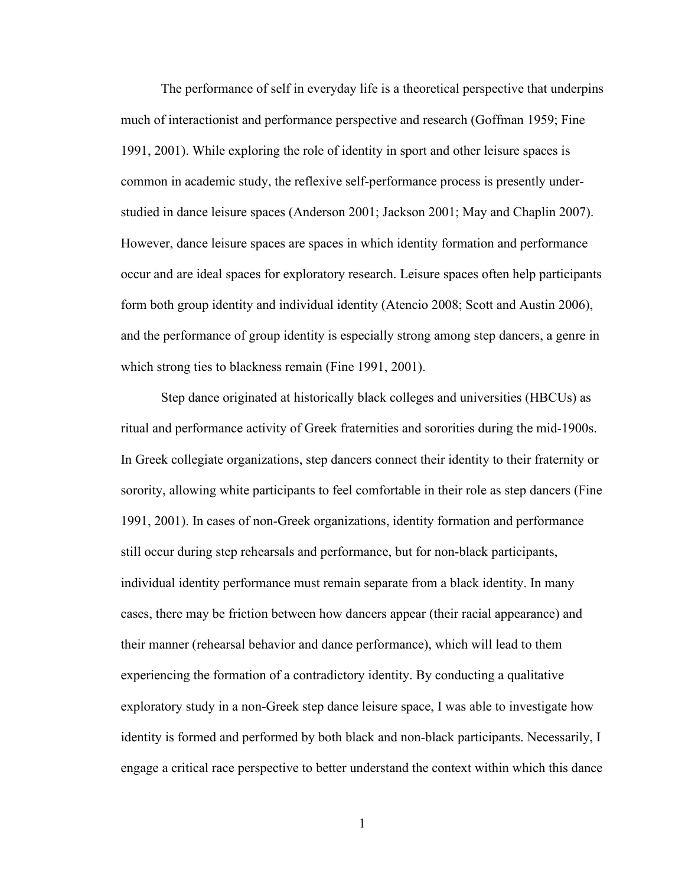The performance of self in everyday life is a theoretical perspective that underpins much of interactionist and performance perspective and research (Goffman 1959; Fine 1991, 2001). While exploring the role of identity in sport and other leisure spaces is common in academic study, the reflexive self-performance process is presently under-studied in dance leisure spaces (Anderson 2001; Jackson 2001; May and Chaplin 2007). However, dance leisure spaces are spaces in which identity formation and performance occur and are ideal spaces for exploratory research. Leisure spaces often help participants form both group identity and individual identity (Atencio 2008; Scott and Austin 2006), and the performance of group identity is especially strong among step dancers, a genre in which strong ties to blackness remain (Fine 1991, 2001).

Step dance originated at historically black colleges and universities (HBCUs) as ritual and performance activity of Greek fraternities and sororities during the mid-1900s. In Greek collegiate organizations, step dancers connect their identity to their fraternity or sorority, allowing white participants to feel comfortable in their role as step dancers (Fine 1991, 2001). In cases of non-Greek organizations, identity formation and performance still occur during step rehearsals and performance, but for non-black participants, individual identity performance must remain separate from a black identity. In many cases, there may be friction between how dancers appear (their racial appearance) and their manner (rehearsal behavior and dance performance), which will lead to them experiencing the formation of a contradictory identity. By conducting a qualitative exploratory study in a non-Greek step dance leisure space, I was able to investigate how identity is formed and performed by both black and non-black participants. Necessarily, I engage a critical race perspective to better understand the context within which this dance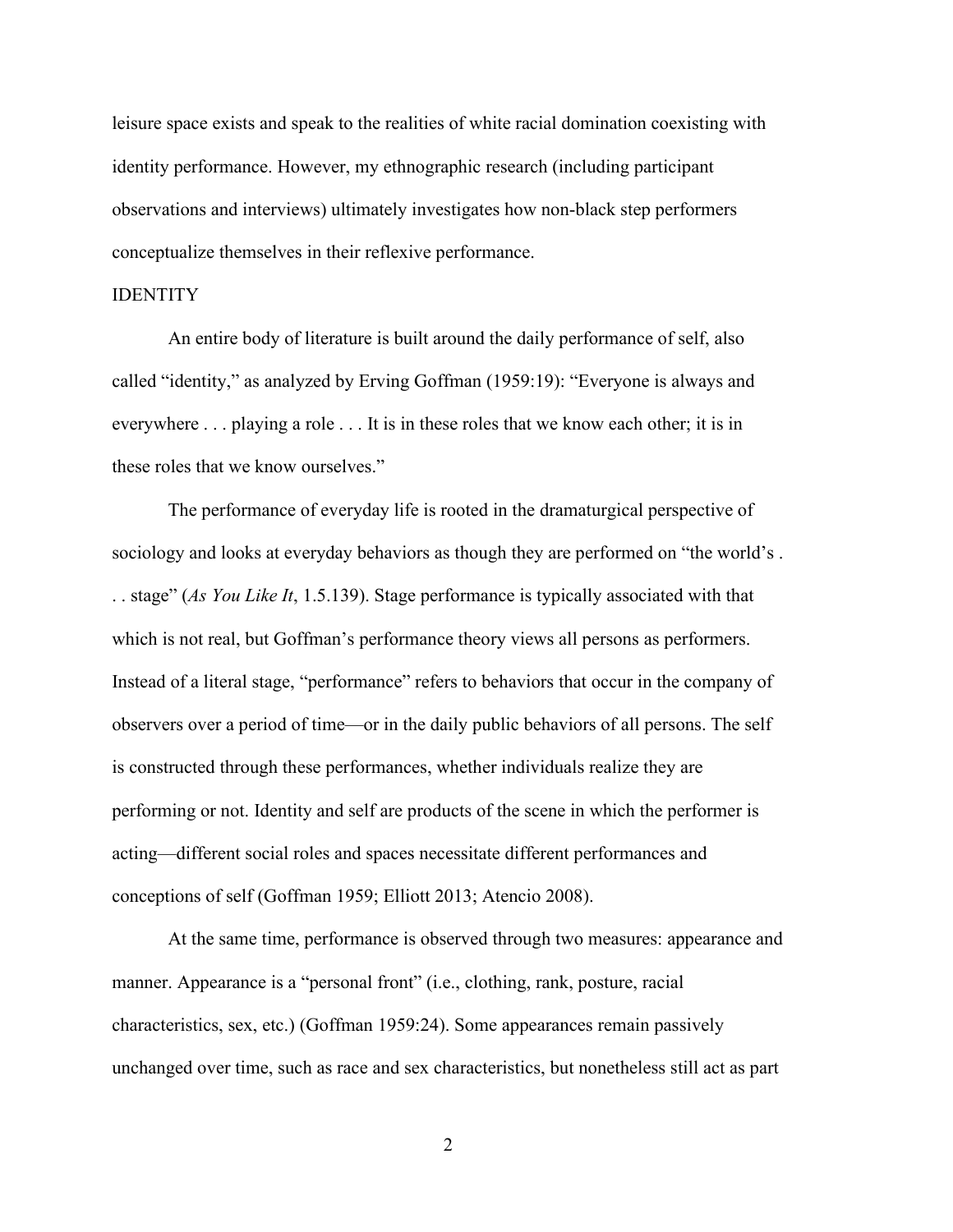leisure space exists and speak to the realities of white racial domination coexisting with identity performance. However, my ethnographic research (including participant observations and interviews) ultimately investigates how non-black step performers conceptualize themselves in their reflexive performance.

## IDENTITY

An entire body of literature is built around the daily performance of self, also called "identity," as analyzed by Erving Goffman (1959:19): "Everyone is always and everywhere . . . playing a role . . . It is in these roles that we know each other; it is in these roles that we know ourselves."

The performance of everyday life is rooted in the dramaturgical perspective of sociology and looks at everyday behaviors as though they are performed on "the world's . . . stage" (*As You Like It*, 1.5.139). Stage performance is typically associated with that which is not real, but Goffman's performance theory views all persons as performers. Instead of a literal stage, "performance" refers to behaviors that occur in the company of observers over a period of time—or in the daily public behaviors of all persons. The self is constructed through these performances, whether individuals realize they are performing or not. Identity and self are products of the scene in which the performer is acting—different social roles and spaces necessitate different performances and conceptions of self (Goffman 1959; Elliott 2013; Atencio 2008).

At the same time, performance is observed through two measures: appearance and manner. Appearance is a "personal front" (i.e., clothing, rank, posture, racial characteristics, sex, etc.) (Goffman 1959:24). Some appearances remain passively unchanged over time, such as race and sex characteristics, but nonetheless still act as part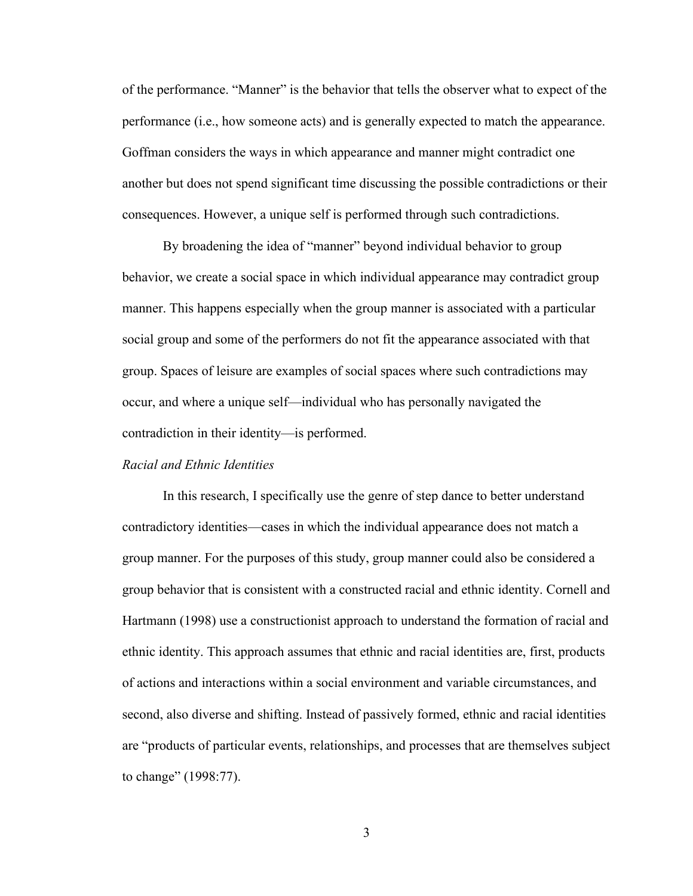of the performance. "Manner" is the behavior that tells the observer what to expect of the performance (i.e., how someone acts) and is generally expected to match the appearance. Goffman considers the ways in which appearance and manner might contradict one another but does not spend significant time discussing the possible contradictions or their consequences. However, a unique self is performed through such contradictions.

By broadening the idea of "manner" beyond individual behavior to group behavior, we create a social space in which individual appearance may contradict group manner. This happens especially when the group manner is associated with a particular social group and some of the performers do not fit the appearance associated with that group. Spaces of leisure are examples of social spaces where such contradictions may occur, and where a unique self—individual who has personally navigated the contradiction in their identity—is performed.

*Racial and Ethnic Identities*

In this research, I specifically use the genre of step dance to better understand contradictory identities—cases in which the individual appearance does not match a group manner. For the purposes of this study, group manner could also be considered a group behavior that is consistent with a constructed racial and ethnic identity. Cornell and Hartmann (1998) use a constructionist approach to understand the formation of racial and ethnic identity. This approach assumes that ethnic and racial identities are, first, products of actions and interactions within a social environment and variable circumstances, and second, also diverse and shifting. Instead of passively formed, ethnic and racial identities are "products of particular events, relationships, and processes that are themselves subject to change" (1998:77).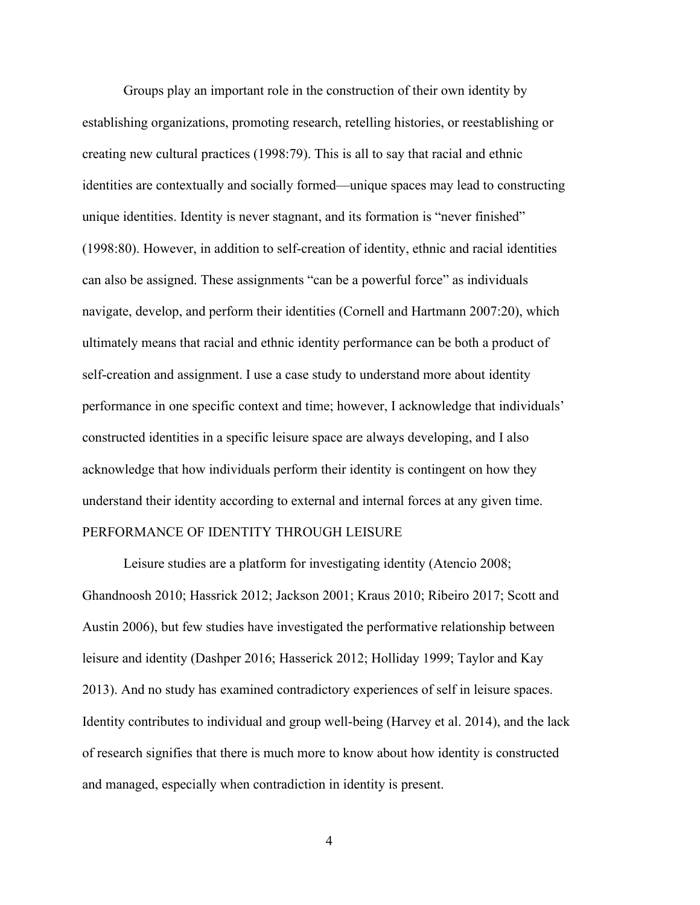Groups play an important role in the construction of their own identity by establishing organizations, promoting research, retelling histories, or reestablishing or creating new cultural practices (1998:79). This is all to say that racial and ethnic identities are contextually and socially formed—unique spaces may lead to constructing unique identities. Identity is never stagnant, and its formation is "never finished" (1998:80). However, in addition to self-creation of identity, ethnic and racial identities can also be assigned. These assignments "can be a powerful force" as individuals navigate, develop, and perform their identities (Cornell and Hartmann 2007:20), which ultimately means that racial and ethnic identity performance can be both a product of self-creation and assignment. I use a case study to understand more about identity performance in one specific context and time; however, I acknowledge that individuals' constructed identities in a specific leisure space are always developing, and I also acknowledge that how individuals perform their identity is contingent on how they understand their identity according to external and internal forces at any given time.

## PERFORMANCE OF IDENTITY THROUGH LEISURE

Leisure studies are a platform for investigating identity (Atencio 2008; Ghandnoosh 2010; Hassrick 2012; Jackson 2001; Kraus 2010; Ribeiro 2017; Scott and Austin 2006), but few studies have investigated the performative relationship between leisure and identity (Dashper 2016; Hasserick 2012; Holliday 1999; Taylor and Kay 2013). And no study has examined contradictory experiences of self in leisure spaces. Identity contributes to individual and group well-being (Harvey et al. 2014), and the lack of research signifies that there is much more to know about how identity is constructed and managed, especially when contradiction in identity is present.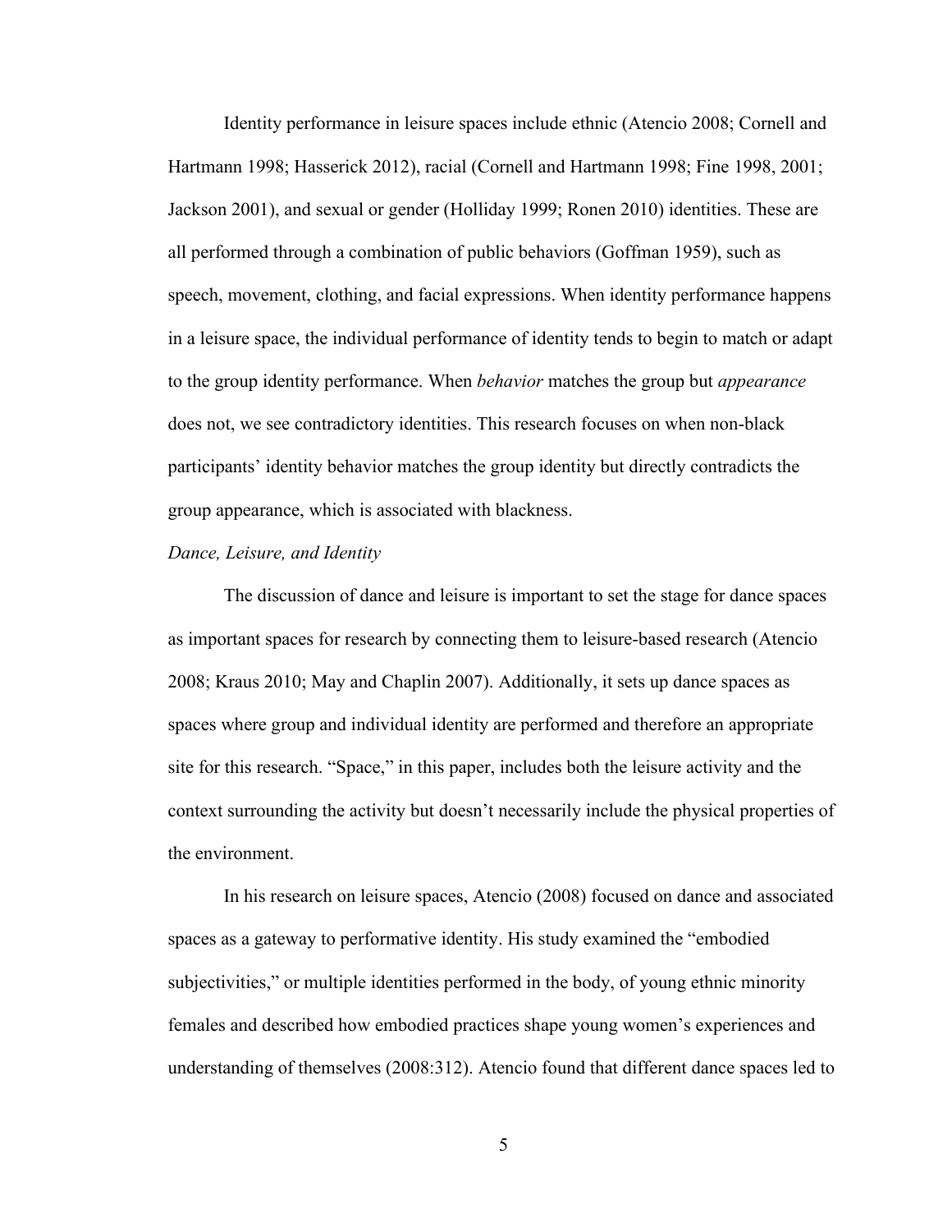Identity performance in leisure spaces include ethnic (Atencio 2008; Cornell and Hartmann 1998; Hasserick 2012), racial (Cornell and Hartmann 1998; Fine 1998, 2001; Jackson 2001), and sexual or gender (Holliday 1999; Ronen 2010) identities. These are all performed through a combination of public behaviors (Goffman 1959), such as speech, movement, clothing, and facial expressions. When identity performance happens in a leisure space, the individual performance of identity tends to begin to match or adapt to the group identity performance. When *behavior* matches the group but *appearance* does not, we see contradictory identities. This research focuses on when non-black participants' identity behavior matches the group identity but directly contradicts the group appearance, which is associated with blackness.

*Dance, Leisure, and Identity*

The discussion of dance and leisure is important to set the stage for dance spaces as important spaces for research by connecting them to leisure-based research (Atencio 2008; Kraus 2010; May and Chaplin 2007). Additionally, it sets up dance spaces as spaces where group and individual identity are performed and therefore an appropriate site for this research. "Space," in this paper, includes both the leisure activity and the context surrounding the activity but doesn't necessarily include the physical properties of the environment.

In his research on leisure spaces, Atencio (2008) focused on dance and associated spaces as a gateway to performative identity. His study examined the "embodied subjectivities," or multiple identities performed in the body, of young ethnic minority females and described how embodied practices shape young women's experiences and understanding of themselves (2008:312). Atencio found that different dance spaces led to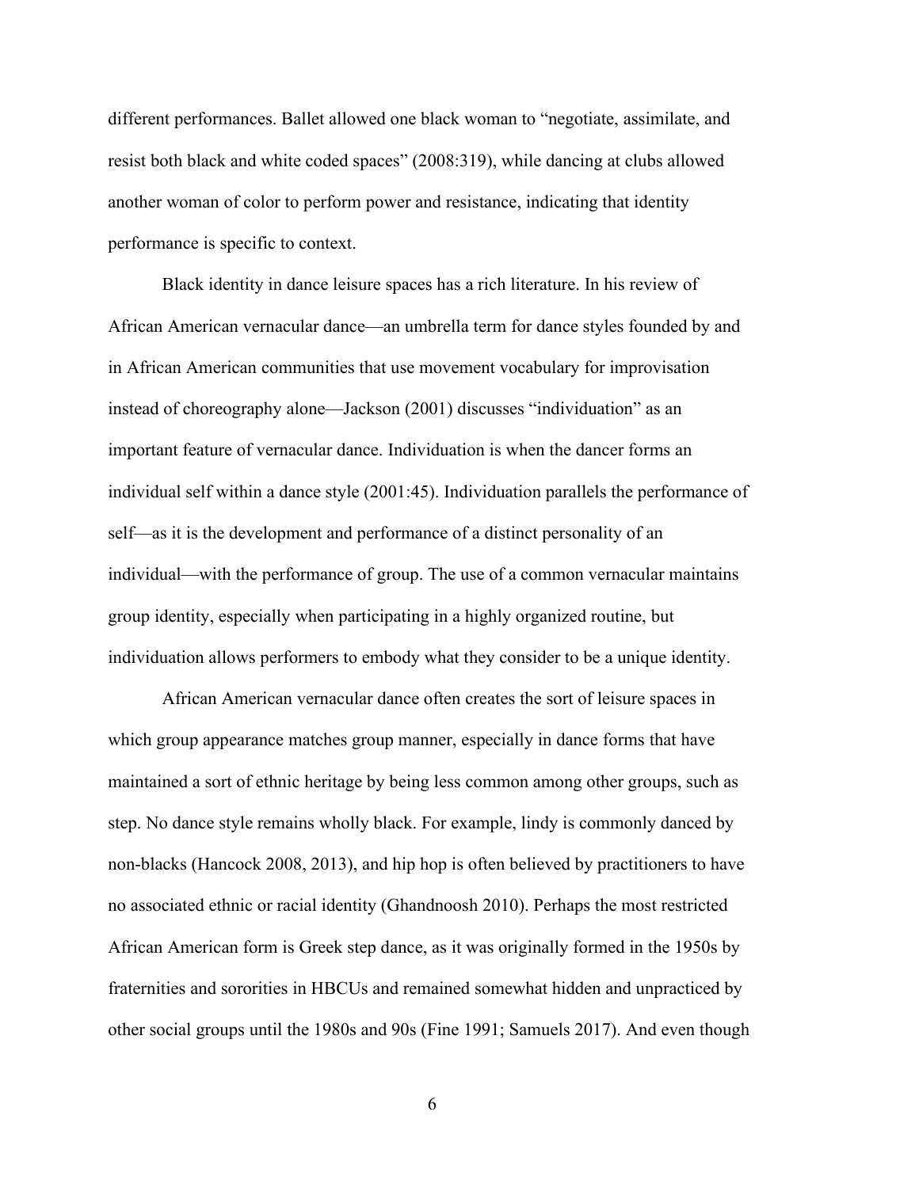different performances. Ballet allowed one black woman to "negotiate, assimilate, and resist both black and white coded spaces" (2008:319), while dancing at clubs allowed another woman of color to perform power and resistance, indicating that identity performance is specific to context.

Black identity in dance leisure spaces has a rich literature. In his review of African American vernacular dance—an umbrella term for dance styles founded by and in African American communities that use movement vocabulary for improvisation instead of choreography alone—Jackson (2001) discusses "individuation" as an important feature of vernacular dance. Individuation is when the dancer forms an individual self within a dance style (2001:45). Individuation parallels the performance of self—as it is the development and performance of a distinct personality of an individual—with the performance of group. The use of a common vernacular maintains group identity, especially when participating in a highly organized routine, but individuation allows performers to embody what they consider to be a unique identity.

African American vernacular dance often creates the sort of leisure spaces in which group appearance matches group manner, especially in dance forms that have maintained a sort of ethnic heritage by being less common among other groups, such as step. No dance style remains wholly black. For example, lindy is commonly danced by non-blacks (Hancock 2008, 2013), and hip hop is often believed by practitioners to have no associated ethnic or racial identity (Ghandnoosh 2010). Perhaps the most restricted African American form is Greek step dance, as it was originally formed in the 1950s by fraternities and sororities in HBCUs and remained somewhat hidden and unpracticed by other social groups until the 1980s and 90s (Fine 1991; Samuels 2017). And even though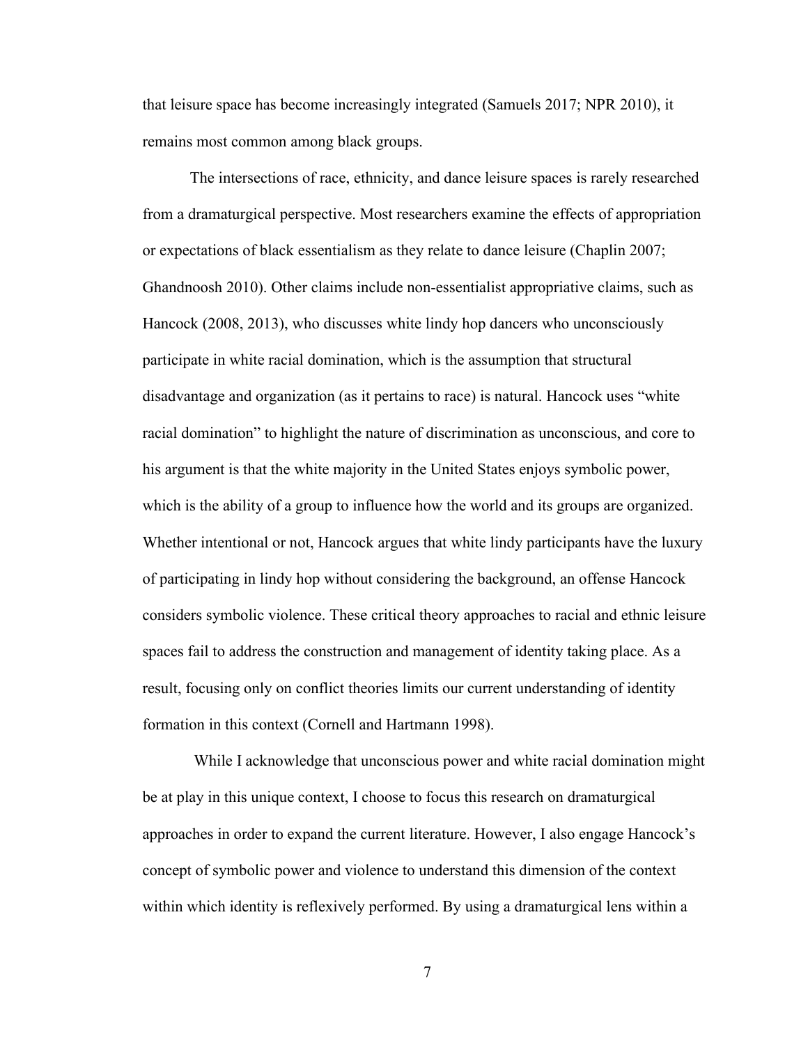that leisure space has become increasingly integrated (Samuels 2017; NPR 2010), it remains most common among black groups.

The intersections of race, ethnicity, and dance leisure spaces is rarely researched from a dramaturgical perspective. Most researchers examine the effects of appropriation or expectations of black essentialism as they relate to dance leisure (Chaplin 2007; Ghandnoosh 2010). Other claims include non-essentialist appropriative claims, such as Hancock (2008, 2013), who discusses white lindy hop dancers who unconsciously participate in white racial domination, which is the assumption that structural disadvantage and organization (as it pertains to race) is natural. Hancock uses "white racial domination" to highlight the nature of discrimination as unconscious, and core to his argument is that the white majority in the United States enjoys symbolic power, which is the ability of a group to influence how the world and its groups are organized. Whether intentional or not, Hancock argues that white lindy participants have the luxury of participating in lindy hop without considering the background, an offense Hancock considers symbolic violence. These critical theory approaches to racial and ethnic leisure spaces fail to address the construction and management of identity taking place. As a result, focusing only on conflict theories limits our current understanding of identity formation in this context (Cornell and Hartmann 1998).

While I acknowledge that unconscious power and white racial domination might be at play in this unique context, I choose to focus this research on dramaturgical approaches in order to expand the current literature. However, I also engage Hancock's concept of symbolic power and violence to understand this dimension of the context within which identity is reflexively performed. By using a dramaturgical lens within a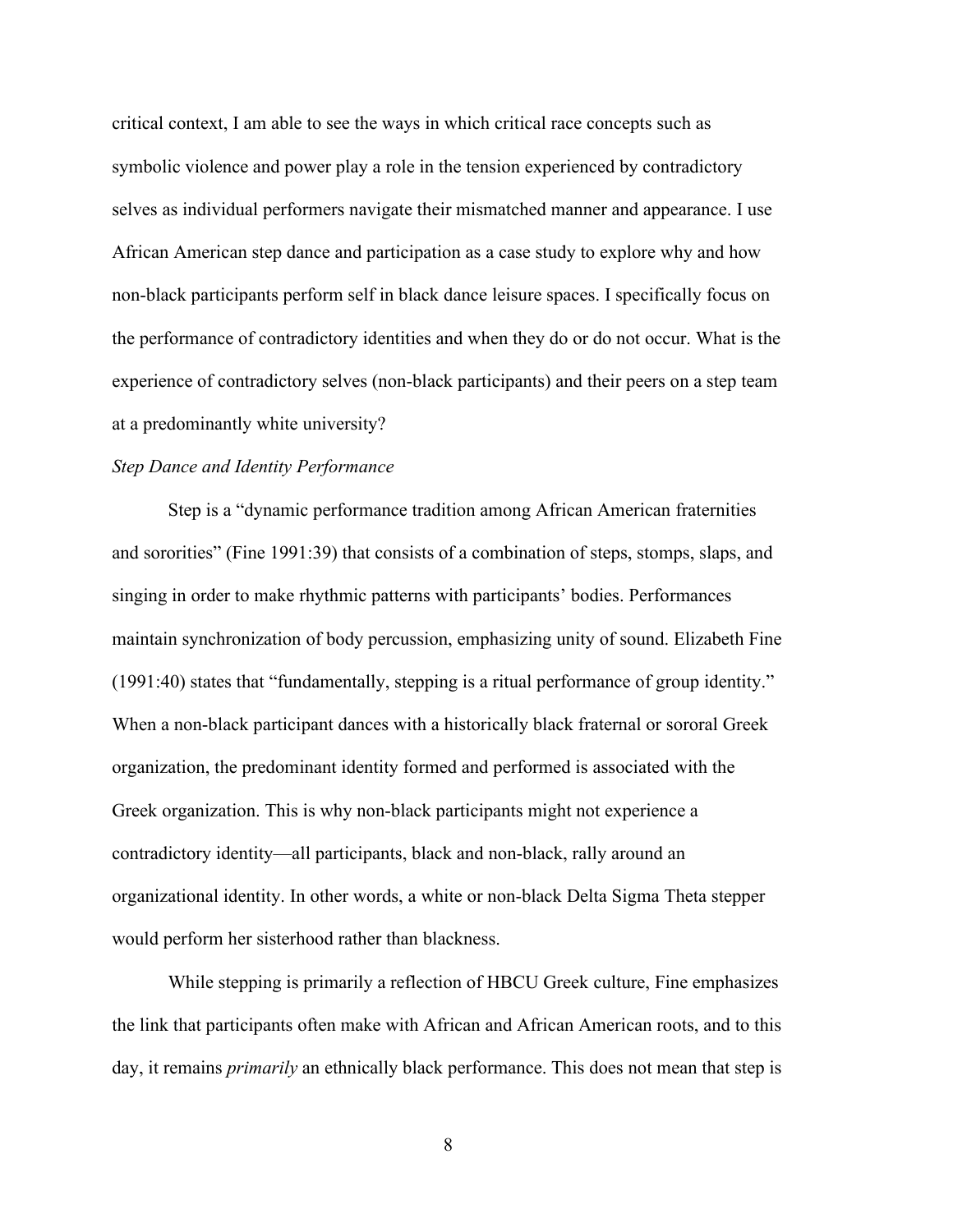critical context, I am able to see the ways in which critical race concepts such as symbolic violence and power play a role in the tension experienced by contradictory selves as individual performers navigate their mismatched manner and appearance. I use African American step dance and participation as a case study to explore why and how non-black participants perform self in black dance leisure spaces. I specifically focus on the performance of contradictory identities and when they do or do not occur. What is the experience of contradictory selves (non-black participants) and their peers on a step team at a predominantly white university?

*Step Dance and Identity Performance*

Step is a "dynamic performance tradition among African American fraternities and sororities" (Fine 1991:39) that consists of a combination of steps, stomps, slaps, and singing in order to make rhythmic patterns with participants' bodies. Performances maintain synchronization of body percussion, emphasizing unity of sound. Elizabeth Fine (1991:40) states that "fundamentally, stepping is a ritual performance of group identity." When a non-black participant dances with a historically black fraternal or sororal Greek organization, the predominant identity formed and performed is associated with the Greek organization. This is why non-black participants might not experience a contradictory identity—all participants, black and non-black, rally around an organizational identity. In other words, a white or non-black Delta Sigma Theta stepper would perform her sisterhood rather than blackness.

While stepping is primarily a reflection of HBCU Greek culture, Fine emphasizes the link that participants often make with African and African American roots, and to this day, it remains *primarily* an ethnically black performance. This does not mean that step is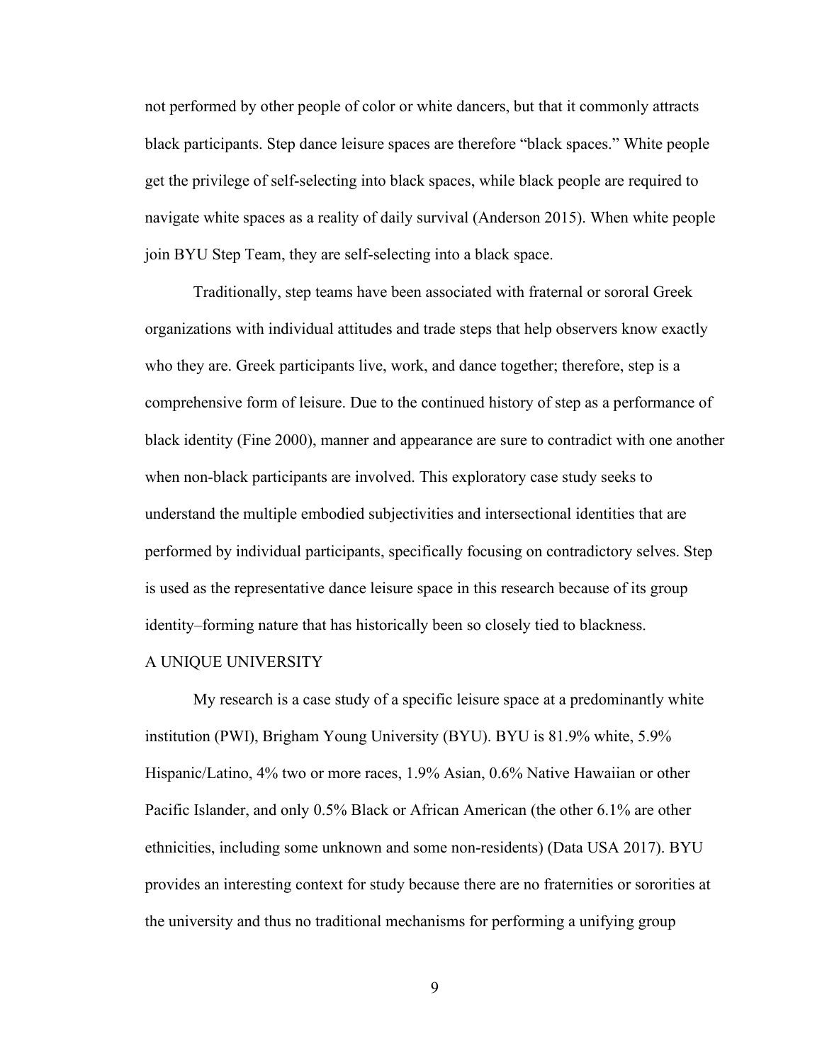not performed by other people of color or white dancers, but that it commonly attracts black participants. Step dance leisure spaces are therefore "black spaces." White people get the privilege of self-selecting into black spaces, while black people are required to navigate white spaces as a reality of daily survival (Anderson 2015). When white people join BYU Step Team, they are self-selecting into a black space.

Traditionally, step teams have been associated with fraternal or sororal Greek organizations with individual attitudes and trade steps that help observers know exactly who they are. Greek participants live, work, and dance together; therefore, step is a comprehensive form of leisure. Due to the continued history of step as a performance of black identity (Fine 2000), manner and appearance are sure to contradict with one another when non-black participants are involved. This exploratory case study seeks to understand the multiple embodied subjectivities and intersectional identities that are performed by individual participants, specifically focusing on contradictory selves. Step is used as the representative dance leisure space in this research because of its group identity–forming nature that has historically been so closely tied to blackness.

## A UNIQUE UNIVERSITY

My research is a case study of a specific leisure space at a predominantly white institution (PWI), Brigham Young University (BYU). BYU is 81.9% white, 5.9% Hispanic/Latino, 4% two or more races, 1.9% Asian, 0.6% Native Hawaiian or other Pacific Islander, and only 0.5% Black or African American (the other 6.1% are other ethnicities, including some unknown and some non-residents) (Data USA 2017). BYU provides an interesting context for study because there are no fraternities or sororities at the university and thus no traditional mechanisms for performing a unifying group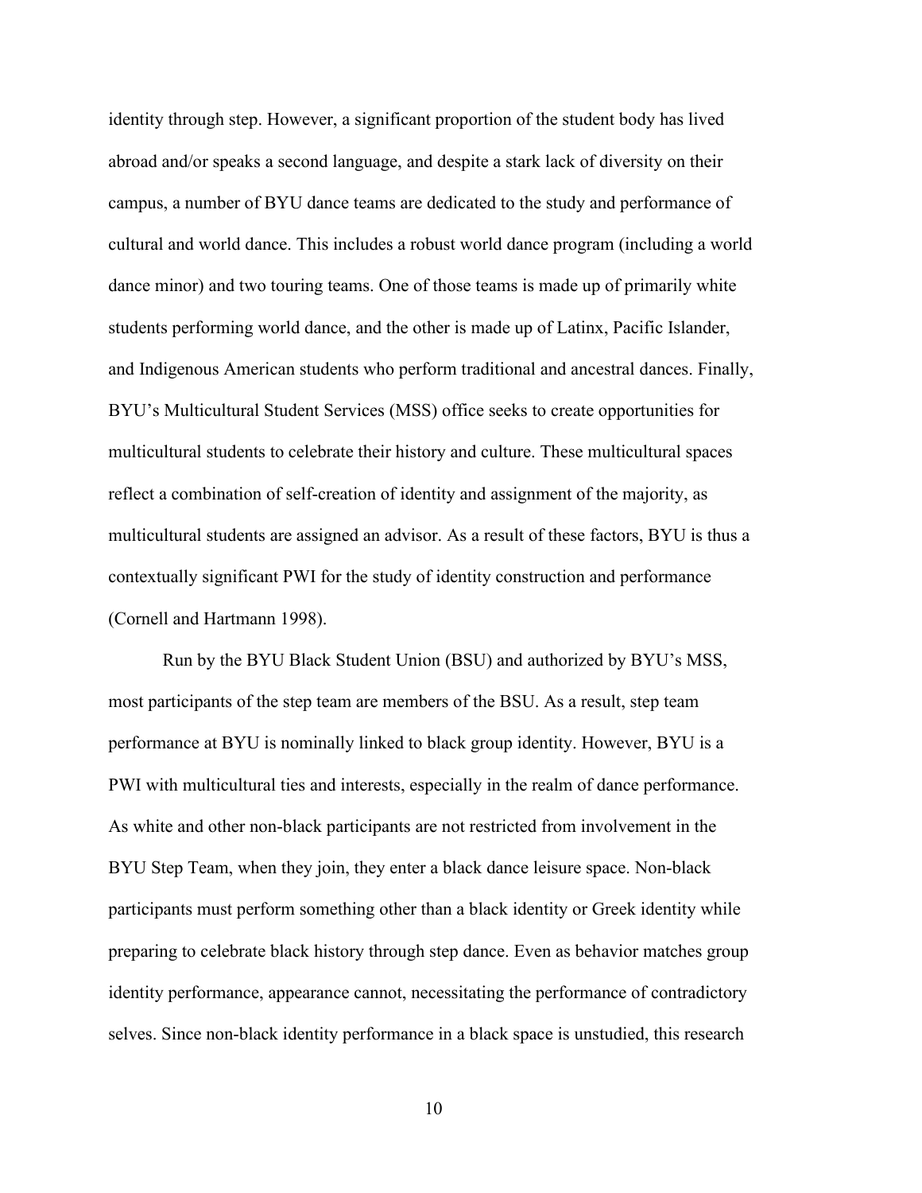identity through step. However, a significant proportion of the student body has lived abroad and/or speaks a second language, and despite a stark lack of diversity on their campus, a number of BYU dance teams are dedicated to the study and performance of cultural and world dance. This includes a robust world dance program (including a world dance minor) and two touring teams. One of those teams is made up of primarily white students performing world dance, and the other is made up of Latinx, Pacific Islander, and Indigenous American students who perform traditional and ancestral dances. Finally, BYU's Multicultural Student Services (MSS) office seeks to create opportunities for multicultural students to celebrate their history and culture. These multicultural spaces reflect a combination of self-creation of identity and assignment of the majority, as multicultural students are assigned an advisor. As a result of these factors, BYU is thus a contextually significant PWI for the study of identity construction and performance (Cornell and Hartmann 1998).

Run by the BYU Black Student Union (BSU) and authorized by BYU's MSS, most participants of the step team are members of the BSU. As a result, step team performance at BYU is nominally linked to black group identity. However, BYU is a PWI with multicultural ties and interests, especially in the realm of dance performance. As white and other non-black participants are not restricted from involvement in the BYU Step Team, when they join, they enter a black dance leisure space. Non-black participants must perform something other than a black identity or Greek identity while preparing to celebrate black history through step dance. Even as behavior matches group identity performance, appearance cannot, necessitating the performance of contradictory selves. Since non-black identity performance in a black space is unstudied, this research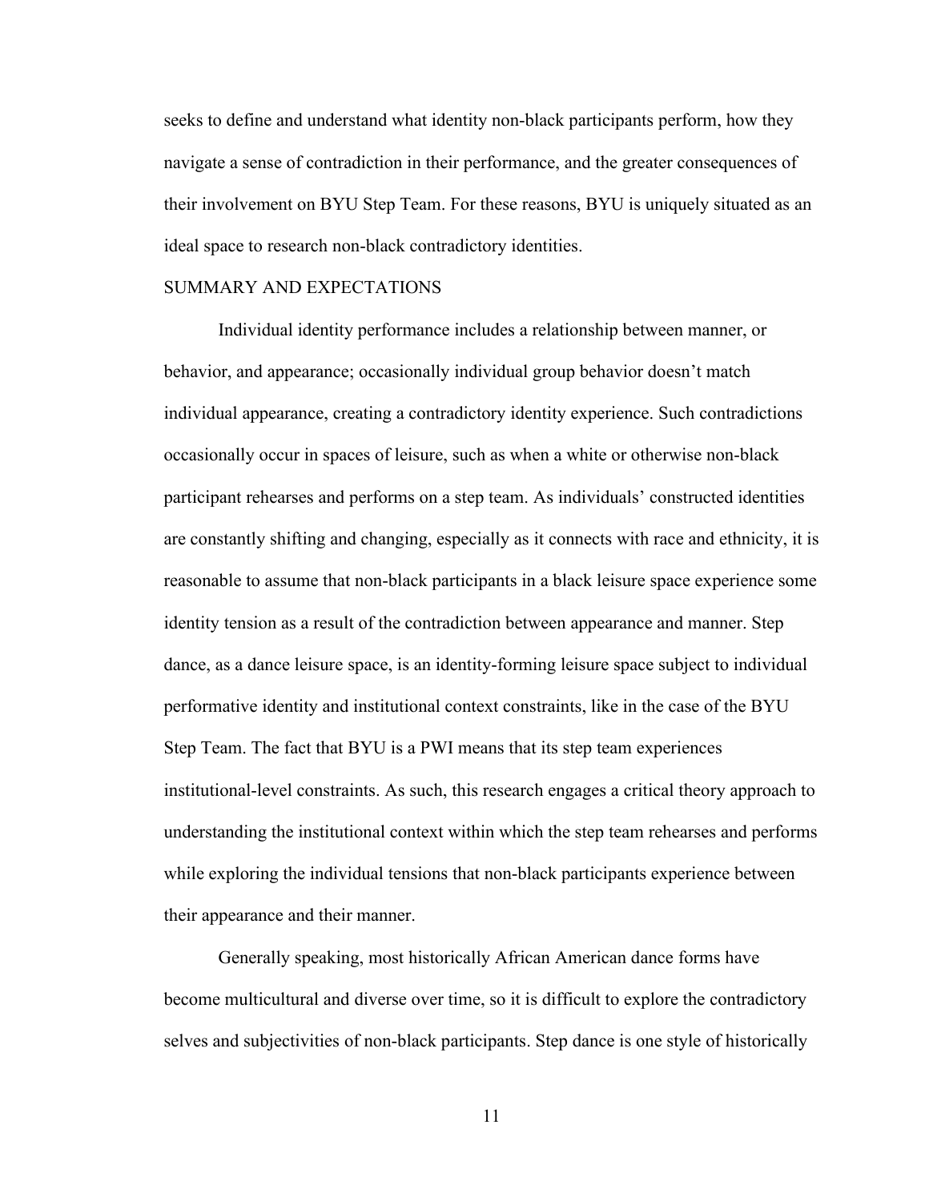seeks to define and understand what identity non-black participants perform, how they navigate a sense of contradiction in their performance, and the greater consequences of their involvement on BYU Step Team. For these reasons, BYU is uniquely situated as an ideal space to research non-black contradictory identities.

## SUMMARY AND EXPECTATIONS

Individual identity performance includes a relationship between manner, or behavior, and appearance; occasionally individual group behavior doesn't match individual appearance, creating a contradictory identity experience. Such contradictions occasionally occur in spaces of leisure, such as when a white or otherwise non-black participant rehearses and performs on a step team. As individuals' constructed identities are constantly shifting and changing, especially as it connects with race and ethnicity, it is reasonable to assume that non-black participants in a black leisure space experience some identity tension as a result of the contradiction between appearance and manner. Step dance, as a dance leisure space, is an identity-forming leisure space subject to individual performative identity and institutional context constraints, like in the case of the BYU Step Team. The fact that BYU is a PWI means that its step team experiences institutional-level constraints. As such, this research engages a critical theory approach to understanding the institutional context within which the step team rehearses and performs while exploring the individual tensions that non-black participants experience between their appearance and their manner.

Generally speaking, most historically African American dance forms have become multicultural and diverse over time, so it is difficult to explore the contradictory selves and subjectivities of non-black participants. Step dance is one style of historically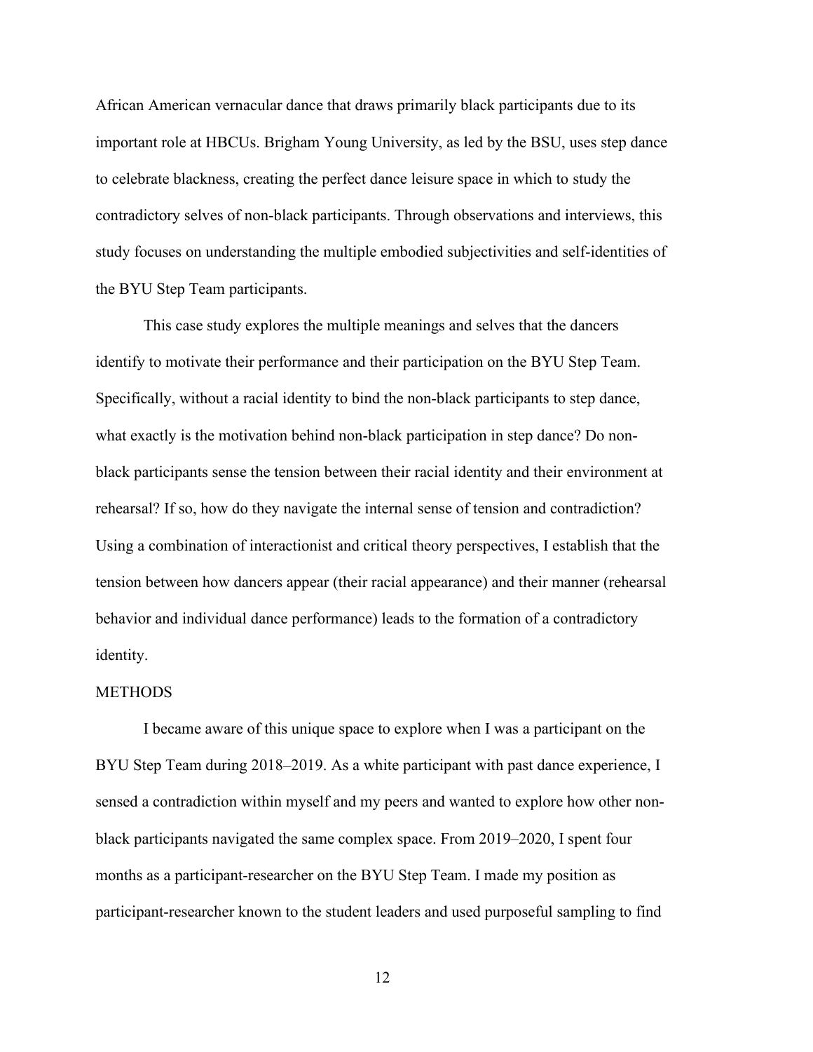African American vernacular dance that draws primarily black participants due to its important role at HBCUs. Brigham Young University, as led by the BSU, uses step dance to celebrate blackness, creating the perfect dance leisure space in which to study the contradictory selves of non-black participants. Through observations and interviews, this study focuses on understanding the multiple embodied subjectivities and self-identities of the BYU Step Team participants.

This case study explores the multiple meanings and selves that the dancers identify to motivate their performance and their participation on the BYU Step Team. Specifically, without a racial identity to bind the non-black participants to step dance, what exactly is the motivation behind non-black participation in step dance? Do non-black participants sense the tension between their racial identity and their environment at rehearsal? If so, how do they navigate the internal sense of tension and contradiction? Using a combination of interactionist and critical theory perspectives, I establish that the tension between how dancers appear (their racial appearance) and their manner (rehearsal behavior and individual dance performance) leads to the formation of a contradictory identity.

## METHODS

I became aware of this unique space to explore when I was a participant on the BYU Step Team during 2018–2019. As a white participant with past dance experience, I sensed a contradiction within myself and my peers and wanted to explore how other non-black participants navigated the same complex space. From 2019–2020, I spent four months as a participant-researcher on the BYU Step Team. I made my position as participant-researcher known to the student leaders and used purposeful sampling to find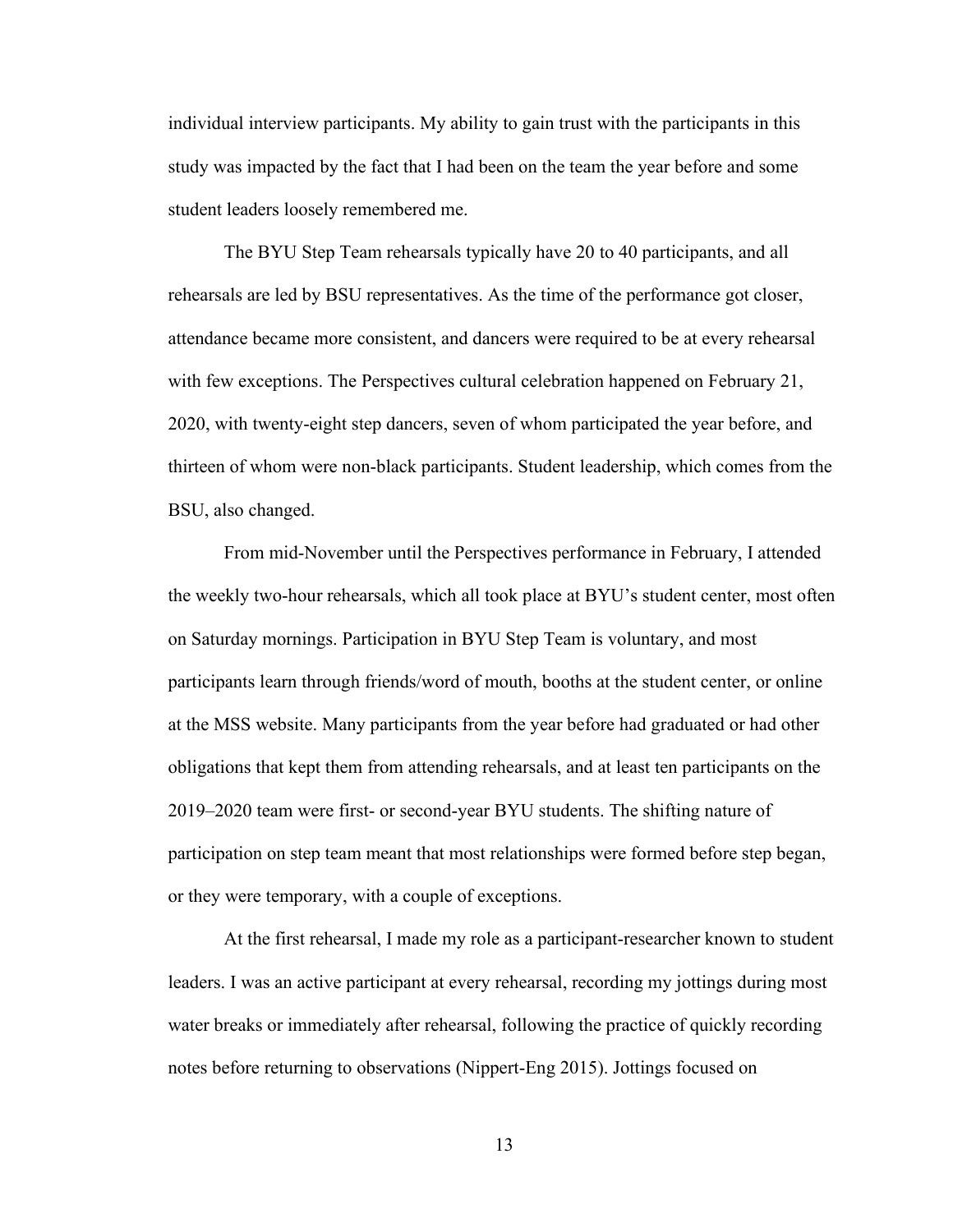individual interview participants. My ability to gain trust with the participants in this study was impacted by the fact that I had been on the team the year before and some student leaders loosely remembered me.

The BYU Step Team rehearsals typically have 20 to 40 participants, and all rehearsals are led by BSU representatives. As the time of the performance got closer, attendance became more consistent, and dancers were required to be at every rehearsal with few exceptions. The Perspectives cultural celebration happened on February 21, 2020, with twenty-eight step dancers, seven of whom participated the year before, and thirteen of whom were non-black participants. Student leadership, which comes from the BSU, also changed.

From mid-November until the Perspectives performance in February, I attended the weekly two-hour rehearsals, which all took place at BYU's student center, most often on Saturday mornings. Participation in BYU Step Team is voluntary, and most participants learn through friends/word of mouth, booths at the student center, or online at the MSS website. Many participants from the year before had graduated or had other obligations that kept them from attending rehearsals, and at least ten participants on the 2019–2020 team were first- or second-year BYU students. The shifting nature of participation on step team meant that most relationships were formed before step began, or they were temporary, with a couple of exceptions.

At the first rehearsal, I made my role as a participant-researcher known to student leaders. I was an active participant at every rehearsal, recording my jottings during most water breaks or immediately after rehearsal, following the practice of quickly recording notes before returning to observations (Nippert-Eng 2015). Jottings focused on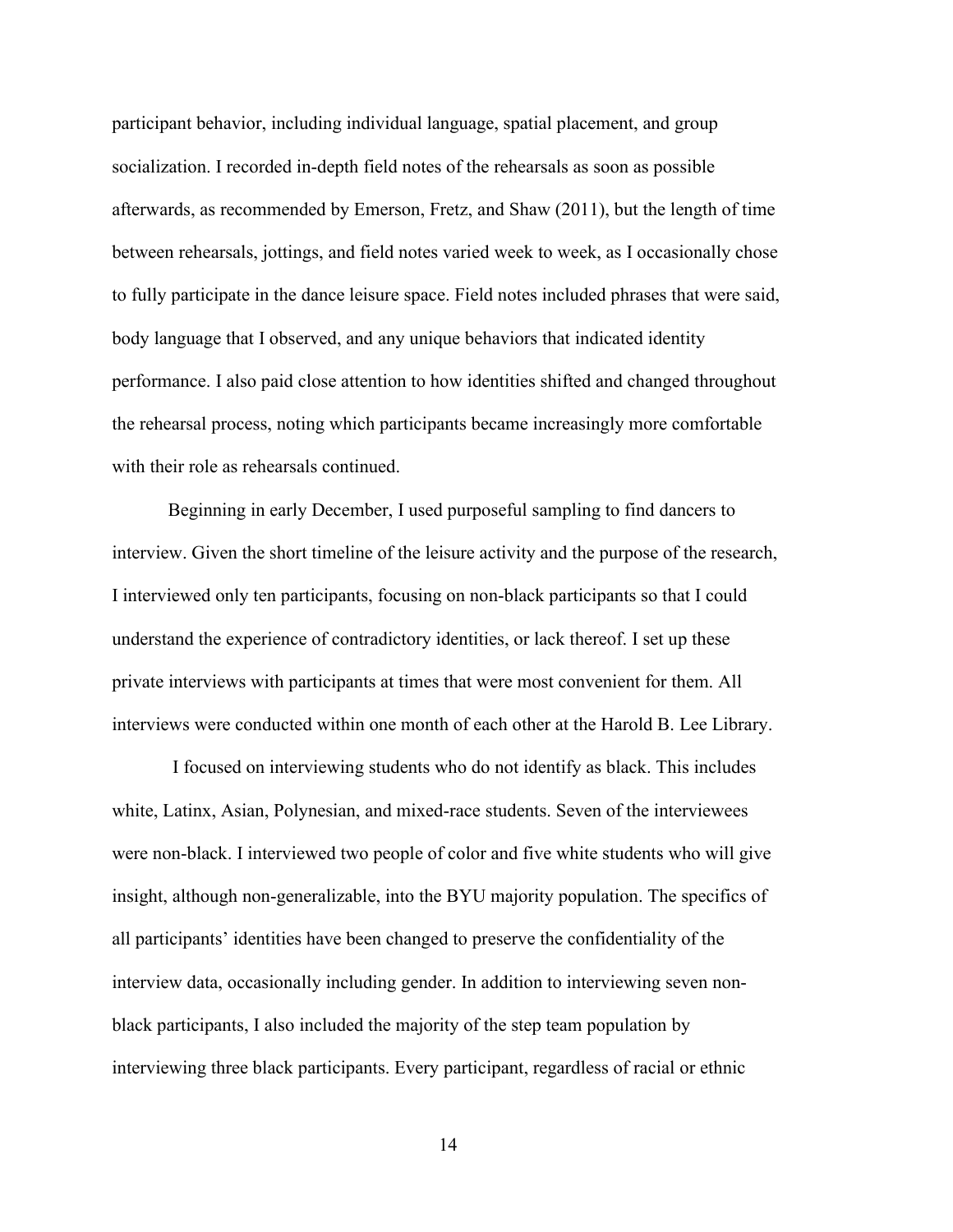participant behavior, including individual language, spatial placement, and group socialization. I recorded in-depth field notes of the rehearsals as soon as possible afterwards, as recommended by Emerson, Fretz, and Shaw (2011), but the length of time between rehearsals, jottings, and field notes varied week to week, as I occasionally chose to fully participate in the dance leisure space. Field notes included phrases that were said, body language that I observed, and any unique behaviors that indicated identity performance. I also paid close attention to how identities shifted and changed throughout the rehearsal process, noting which participants became increasingly more comfortable with their role as rehearsals continued.

Beginning in early December, I used purposeful sampling to find dancers to interview. Given the short timeline of the leisure activity and the purpose of the research, I interviewed only ten participants, focusing on non-black participants so that I could understand the experience of contradictory identities, or lack thereof. I set up these private interviews with participants at times that were most convenient for them. All interviews were conducted within one month of each other at the Harold B. Lee Library.

I focused on interviewing students who do not identify as black. This includes white, Latinx, Asian, Polynesian, and mixed-race students. Seven of the interviewees were non-black. I interviewed two people of color and five white students who will give insight, although non-generalizable, into the BYU majority population. The specifics of all participants' identities have been changed to preserve the confidentiality of the interview data, occasionally including gender. In addition to interviewing seven non-black participants, I also included the majority of the step team population by interviewing three black participants. Every participant, regardless of racial or ethnic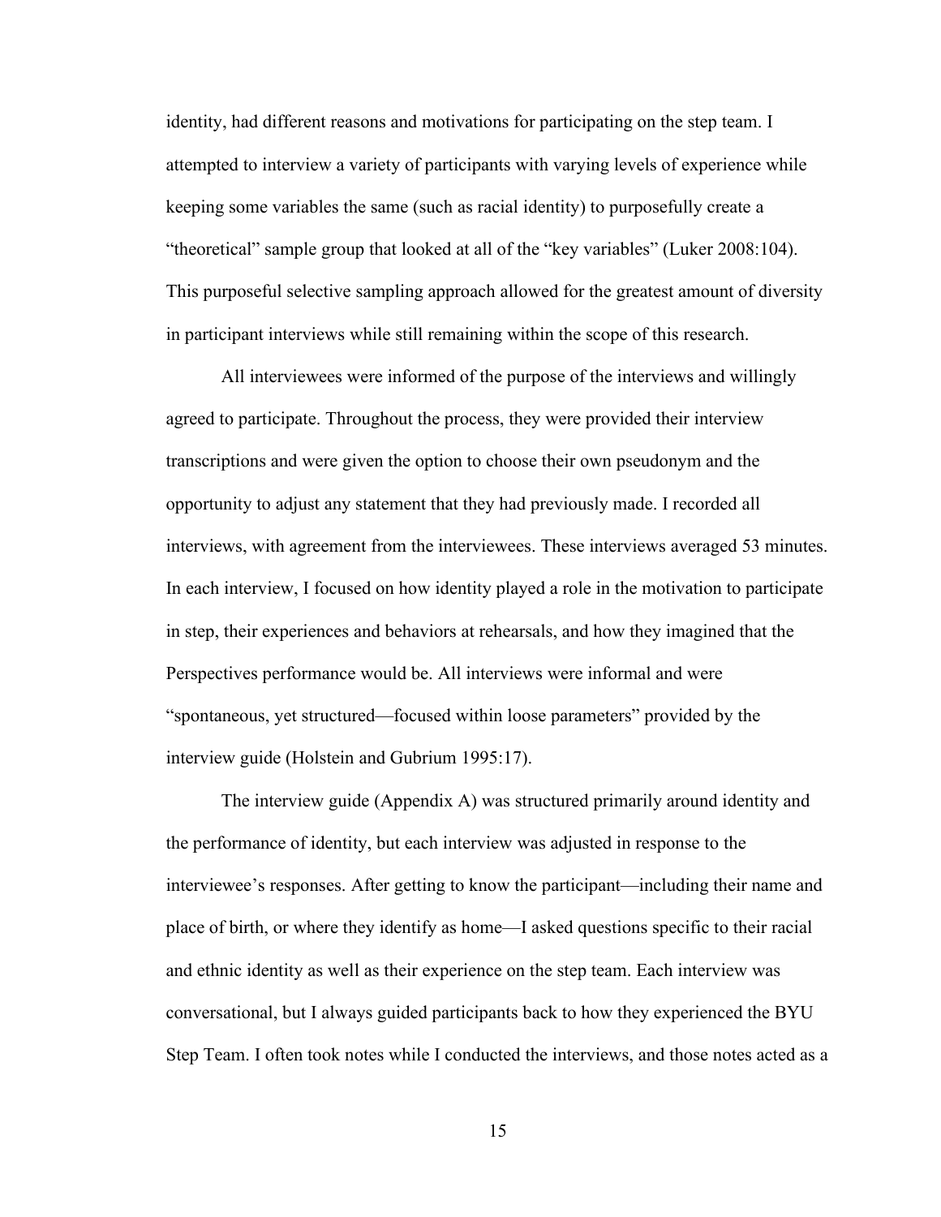identity, had different reasons and motivations for participating on the step team. I attempted to interview a variety of participants with varying levels of experience while keeping some variables the same (such as racial identity) to purposefully create a "theoretical" sample group that looked at all of the "key variables" (Luker 2008:104). This purposeful selective sampling approach allowed for the greatest amount of diversity in participant interviews while still remaining within the scope of this research.

All interviewees were informed of the purpose of the interviews and willingly agreed to participate. Throughout the process, they were provided their interview transcriptions and were given the option to choose their own pseudonym and the opportunity to adjust any statement that they had previously made. I recorded all interviews, with agreement from the interviewees. These interviews averaged 53 minutes. In each interview, I focused on how identity played a role in the motivation to participate in step, their experiences and behaviors at rehearsals, and how they imagined that the Perspectives performance would be. All interviews were informal and were "spontaneous, yet structured—focused within loose parameters" provided by the interview guide (Holstein and Gubrium 1995:17).

The interview guide (Appendix A) was structured primarily around identity and the performance of identity, but each interview was adjusted in response to the interviewee's responses. After getting to know the participant—including their name and place of birth, or where they identify as home—I asked questions specific to their racial and ethnic identity as well as their experience on the step team. Each interview was conversational, but I always guided participants back to how they experienced the BYU Step Team. I often took notes while I conducted the interviews, and those notes acted as a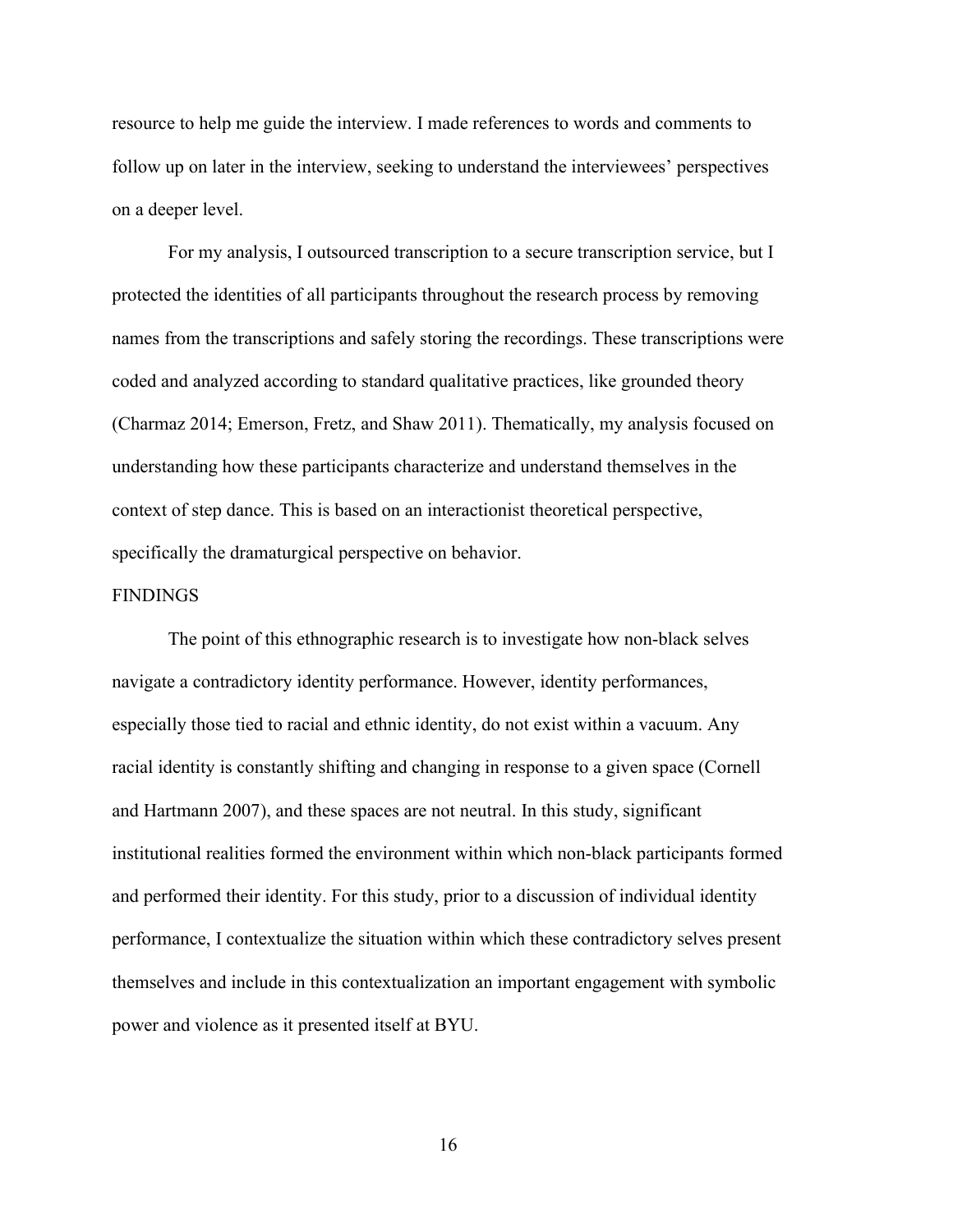resource to help me guide the interview. I made references to words and comments to follow up on later in the interview, seeking to understand the interviewees' perspectives on a deeper level.

For my analysis, I outsourced transcription to a secure transcription service, but I protected the identities of all participants throughout the research process by removing names from the transcriptions and safely storing the recordings. These transcriptions were coded and analyzed according to standard qualitative practices, like grounded theory (Charmaz 2014; Emerson, Fretz, and Shaw 2011). Thematically, my analysis focused on understanding how these participants characterize and understand themselves in the context of step dance. This is based on an interactionist theoretical perspective, specifically the dramaturgical perspective on behavior.

## FINDINGS

The point of this ethnographic research is to investigate how non-black selves navigate a contradictory identity performance. However, identity performances, especially those tied to racial and ethnic identity, do not exist within a vacuum. Any racial identity is constantly shifting and changing in response to a given space (Cornell and Hartmann 2007), and these spaces are not neutral. In this study, significant institutional realities formed the environment within which non-black participants formed and performed their identity. For this study, prior to a discussion of individual identity performance, I contextualize the situation within which these contradictory selves present themselves and include in this contextualization an important engagement with symbolic power and violence as it presented itself at BYU.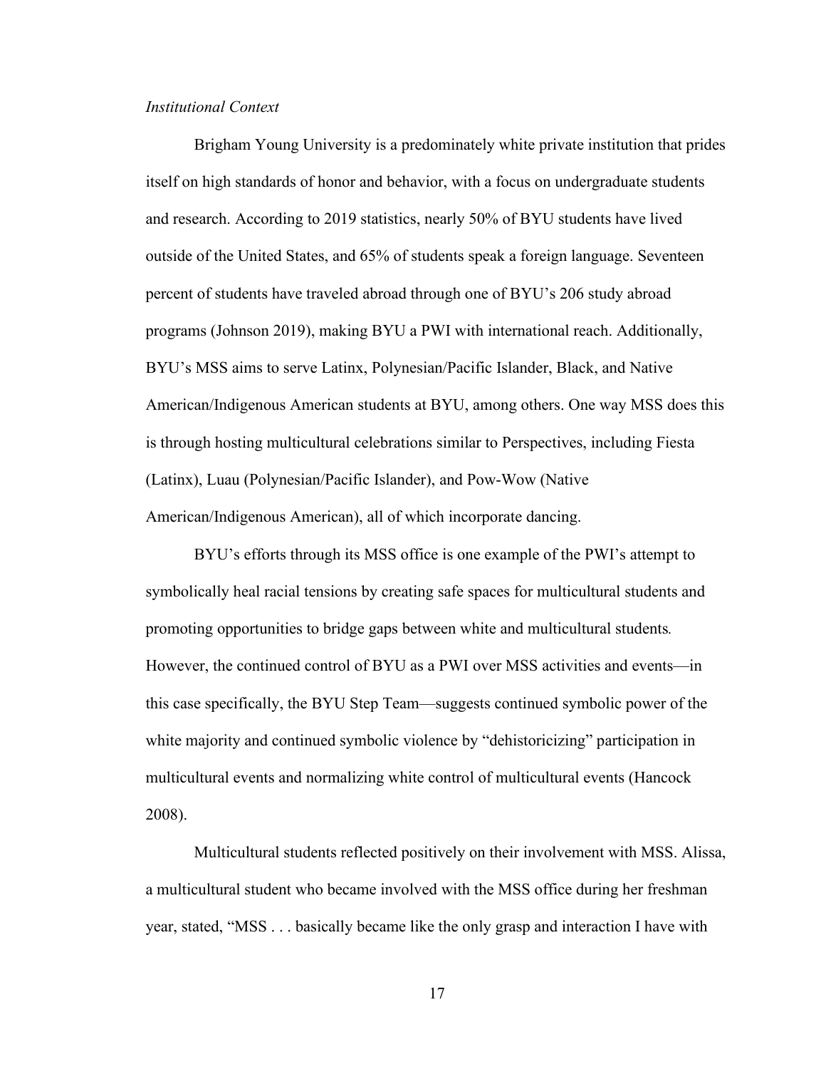*Institutional Context*

Brigham Young University is a predominately white private institution that prides itself on high standards of honor and behavior, with a focus on undergraduate students and research. According to 2019 statistics, nearly 50% of BYU students have lived outside of the United States, and 65% of students speak a foreign language. Seventeen percent of students have traveled abroad through one of BYU's 206 study abroad programs (Johnson 2019), making BYU a PWI with international reach. Additionally, BYU's MSS aims to serve Latinx, Polynesian/Pacific Islander, Black, and Native American/Indigenous American students at BYU, among others. One way MSS does this is through hosting multicultural celebrations similar to Perspectives, including Fiesta (Latinx), Luau (Polynesian/Pacific Islander), and Pow-Wow (Native American/Indigenous American), all of which incorporate dancing.

BYU's efforts through its MSS office is one example of the PWI's attempt to symbolically heal racial tensions by creating safe spaces for multicultural students and promoting opportunities to bridge gaps between white and multicultural students. However, the continued control of BYU as a PWI over MSS activities and events—in this case specifically, the BYU Step Team—suggests continued symbolic power of the white majority and continued symbolic violence by "dehistoricizing" participation in multicultural events and normalizing white control of multicultural events (Hancock 2008).

Multicultural students reflected positively on their involvement with MSS. Alissa, a multicultural student who became involved with the MSS office during her freshman year, stated, "MSS . . . basically became like the only grasp and interaction I have with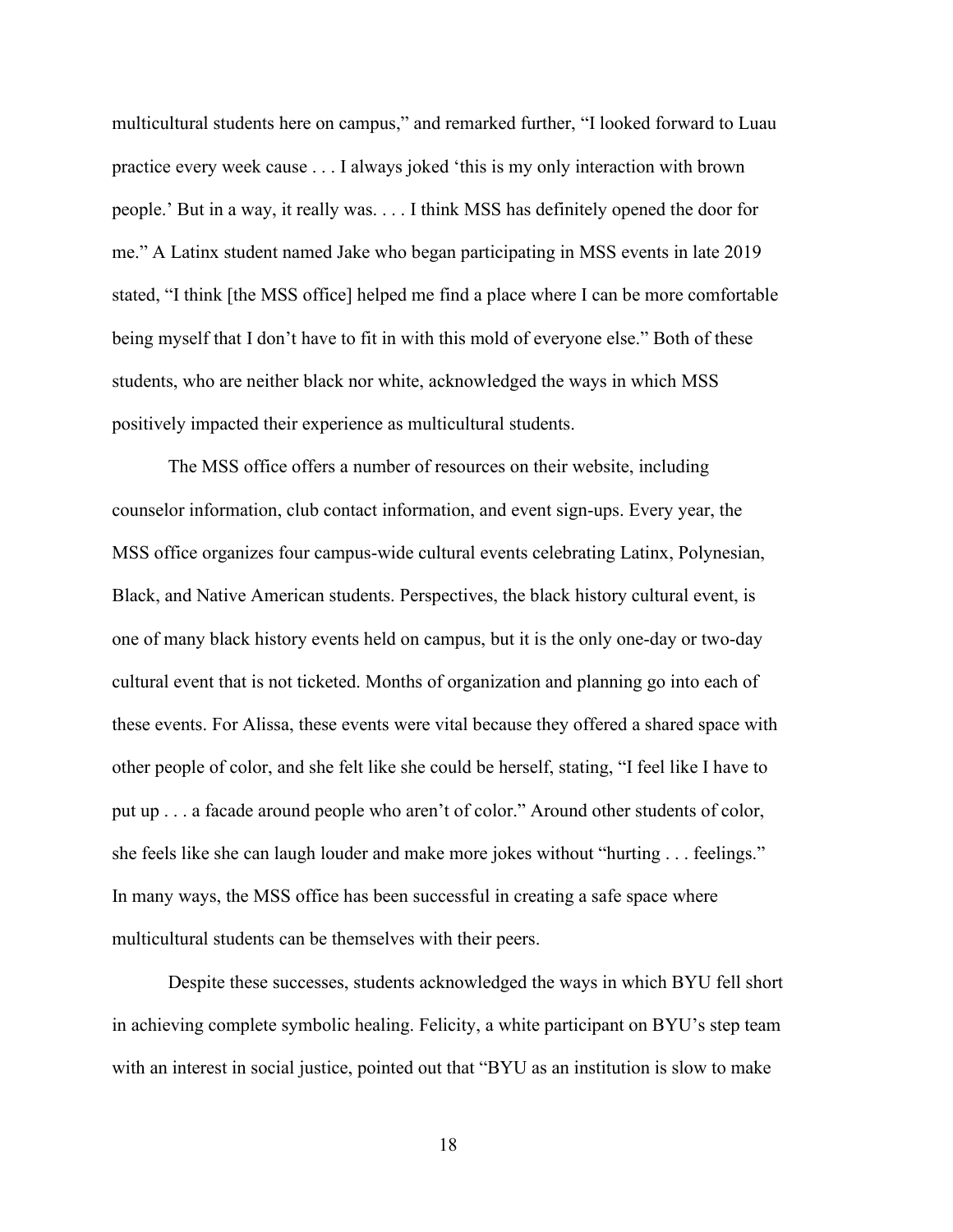multicultural students here on campus," and remarked further, "I looked forward to Luau practice every week cause . . . I always joked 'this is my only interaction with brown people.' But in a way, it really was. . . . I think MSS has definitely opened the door for me." A Latinx student named Jake who began participating in MSS events in late 2019 stated, "I think [the MSS office] helped me find a place where I can be more comfortable being myself that I don't have to fit in with this mold of everyone else." Both of these students, who are neither black nor white, acknowledged the ways in which MSS positively impacted their experience as multicultural students.

The MSS office offers a number of resources on their website, including counselor information, club contact information, and event sign-ups. Every year, the MSS office organizes four campus-wide cultural events celebrating Latinx, Polynesian, Black, and Native American students. Perspectives, the black history cultural event, is one of many black history events held on campus, but it is the only one-day or two-day cultural event that is not ticketed. Months of organization and planning go into each of these events. For Alissa, these events were vital because they offered a shared space with other people of color, and she felt like she could be herself, stating, "I feel like I have to put up . . . a facade around people who aren't of color." Around other students of color, she feels like she can laugh louder and make more jokes without "hurting . . . feelings." In many ways, the MSS office has been successful in creating a safe space where multicultural students can be themselves with their peers.

Despite these successes, students acknowledged the ways in which BYU fell short in achieving complete symbolic healing. Felicity, a white participant on BYU's step team with an interest in social justice, pointed out that "BYU as an institution is slow to make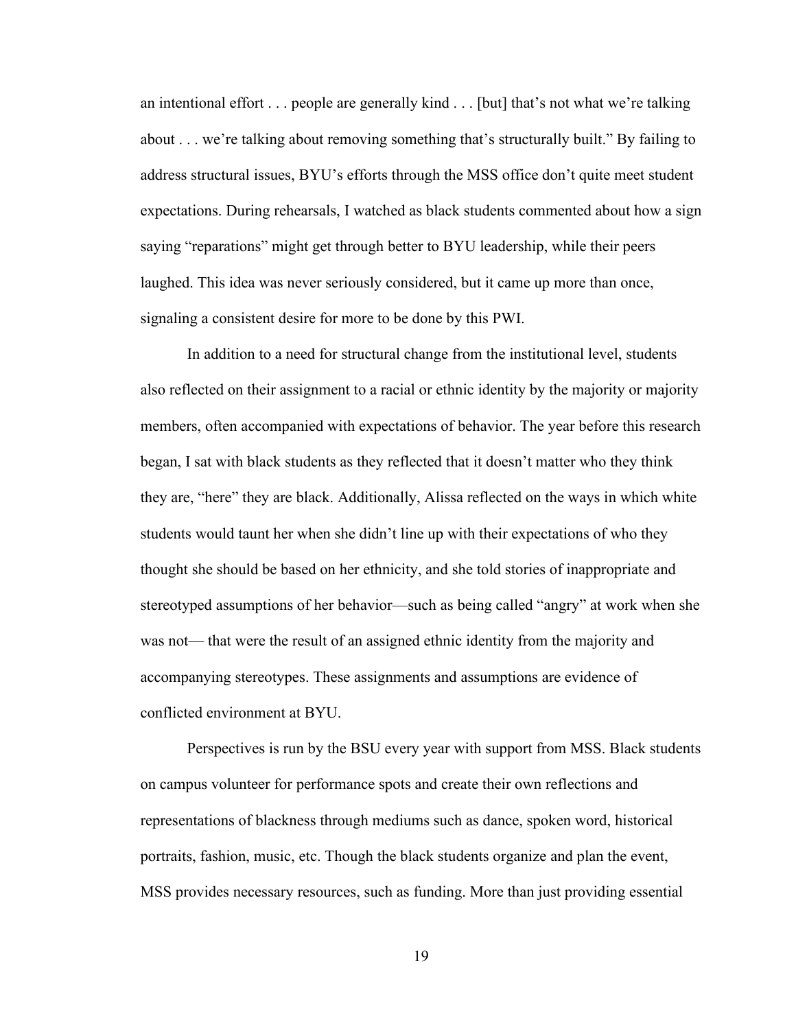an intentional effort . . . people are generally kind . . . [but] that's not what we're talking about . . . we're talking about removing something that's structurally built." By failing to address structural issues, BYU's efforts through the MSS office don't quite meet student expectations. During rehearsals, I watched as black students commented about how a sign saying "reparations" might get through better to BYU leadership, while their peers laughed. This idea was never seriously considered, but it came up more than once, signaling a consistent desire for more to be done by this PWI.

In addition to a need for structural change from the institutional level, students also reflected on their assignment to a racial or ethnic identity by the majority or majority members, often accompanied with expectations of behavior. The year before this research began, I sat with black students as they reflected that it doesn't matter who they think they are, "here" they are black. Additionally, Alissa reflected on the ways in which white students would taunt her when she didn't line up with their expectations of who they thought she should be based on her ethnicity, and she told stories of inappropriate and stereotyped assumptions of her behavior—such as being called "angry" at work when she was not— that were the result of an assigned ethnic identity from the majority and accompanying stereotypes. These assignments and assumptions are evidence of conflicted environment at BYU.

Perspectives is run by the BSU every year with support from MSS. Black students on campus volunteer for performance spots and create their own reflections and representations of blackness through mediums such as dance, spoken word, historical portraits, fashion, music, etc. Though the black students organize and plan the event, MSS provides necessary resources, such as funding. More than just providing essential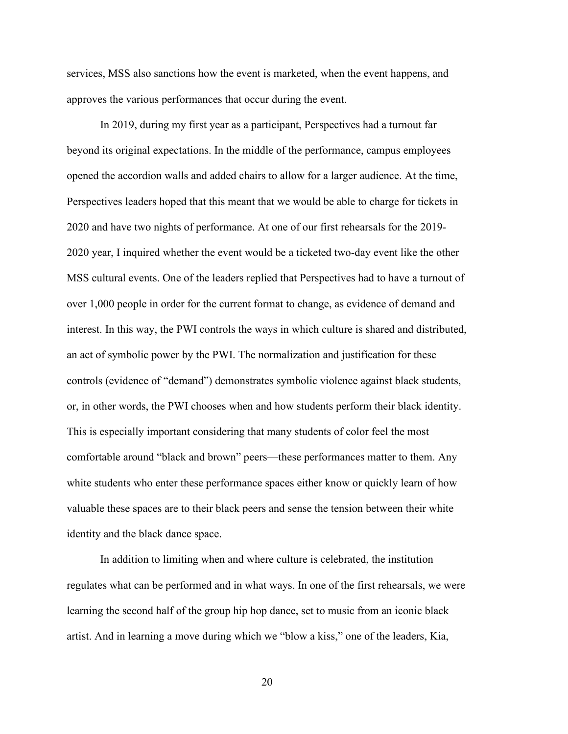services, MSS also sanctions how the event is marketed, when the event happens, and approves the various performances that occur during the event.

In 2019, during my first year as a participant, Perspectives had a turnout far beyond its original expectations. In the middle of the performance, campus employees opened the accordion walls and added chairs to allow for a larger audience. At the time, Perspectives leaders hoped that this meant that we would be able to charge for tickets in 2020 and have two nights of performance. At one of our first rehearsals for the 2019-2020 year, I inquired whether the event would be a ticketed two-day event like the other MSS cultural events. One of the leaders replied that Perspectives had to have a turnout of over 1,000 people in order for the current format to change, as evidence of demand and interest. In this way, the PWI controls the ways in which culture is shared and distributed, an act of symbolic power by the PWI. The normalization and justification for these controls (evidence of "demand") demonstrates symbolic violence against black students, or, in other words, the PWI chooses when and how students perform their black identity. This is especially important considering that many students of color feel the most comfortable around "black and brown" peers—these performances matter to them. Any white students who enter these performance spaces either know or quickly learn of how valuable these spaces are to their black peers and sense the tension between their white identity and the black dance space.

In addition to limiting when and where culture is celebrated, the institution regulates what can be performed and in what ways. In one of the first rehearsals, we were learning the second half of the group hip hop dance, set to music from an iconic black artist. And in learning a move during which we "blow a kiss," one of the leaders, Kia,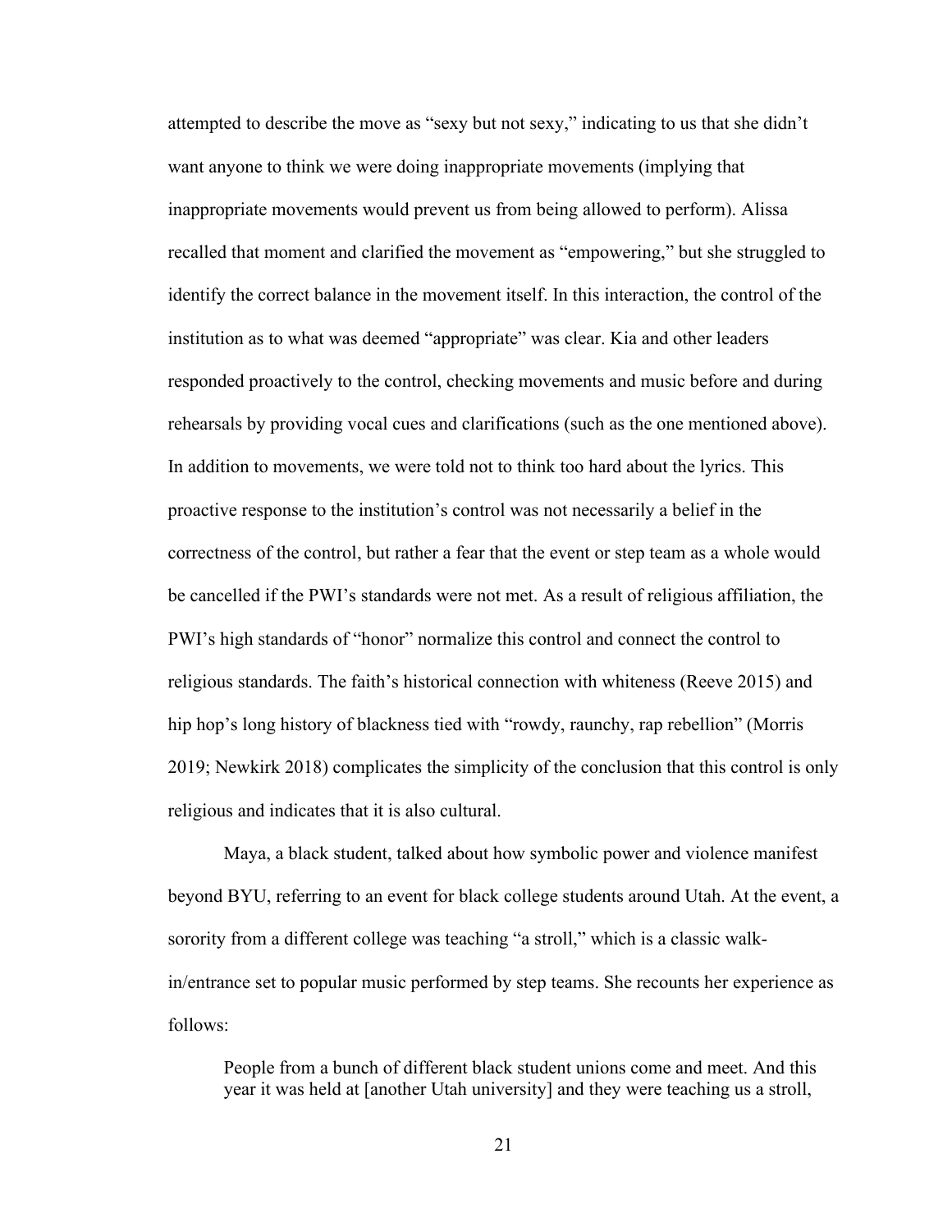attempted to describe the move as "sexy but not sexy," indicating to us that she didn't want anyone to think we were doing inappropriate movements (implying that inappropriate movements would prevent us from being allowed to perform). Alissa recalled that moment and clarified the movement as "empowering," but she struggled to identify the correct balance in the movement itself. In this interaction, the control of the institution as to what was deemed "appropriate" was clear. Kia and other leaders responded proactively to the control, checking movements and music before and during rehearsals by providing vocal cues and clarifications (such as the one mentioned above). In addition to movements, we were told not to think too hard about the lyrics. This proactive response to the institution's control was not necessarily a belief in the correctness of the control, but rather a fear that the event or step team as a whole would be cancelled if the PWI's standards were not met. As a result of religious affiliation, the PWI's high standards of "honor" normalize this control and connect the control to religious standards. The faith's historical connection with whiteness (Reeve 2015) and hip hop's long history of blackness tied with "rowdy, raunchy, rap rebellion" (Morris 2019; Newkirk 2018) complicates the simplicity of the conclusion that this control is only religious and indicates that it is also cultural.

Maya, a black student, talked about how symbolic power and violence manifest beyond BYU, referring to an event for black college students around Utah. At the event, a sorority from a different college was teaching "a stroll," which is a classic walk-in/entrance set to popular music performed by step teams. She recounts her experience as follows:

> People from a bunch of different black student unions come and meet. And this year it was held at [another Utah university] and they were teaching us a stroll,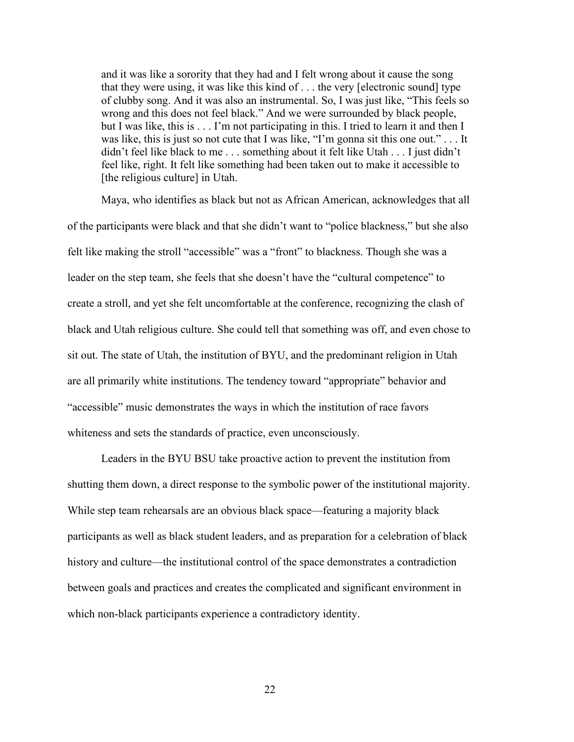> and it was like a sorority that they had and I felt wrong about it cause the song that they were using, it was like this kind of . . . the very [electronic sound] type of clubby song. And it was also an instrumental. So, I was just like, "This feels so wrong and this does not feel black." And we were surrounded by black people, but I was like, this is . . . I'm not participating in this. I tried to learn it and then I was like, this is just so not cute that I was like, "I'm gonna sit this one out." . . . It didn't feel like black to me . . . something about it felt like Utah . . . I just didn't feel like, right. It felt like something had been taken out to make it accessible to [the religious culture] in Utah.

Maya, who identifies as black but not as African American, acknowledges that all of the participants were black and that she didn't want to "police blackness," but she also felt like making the stroll "accessible" was a "front" to blackness. Though she was a leader on the step team, she feels that she doesn't have the "cultural competence" to create a stroll, and yet she felt uncomfortable at the conference, recognizing the clash of black and Utah religious culture. She could tell that something was off, and even chose to sit out. The state of Utah, the institution of BYU, and the predominant religion in Utah are all primarily white institutions. The tendency toward "appropriate" behavior and "accessible" music demonstrates the ways in which the institution of race favors whiteness and sets the standards of practice, even unconsciously.

Leaders in the BYU BSU take proactive action to prevent the institution from shutting them down, a direct response to the symbolic power of the institutional majority. While step team rehearsals are an obvious black space—featuring a majority black participants as well as black student leaders, and as preparation for a celebration of black history and culture—the institutional control of the space demonstrates a contradiction between goals and practices and creates the complicated and significant environment in which non-black participants experience a contradictory identity.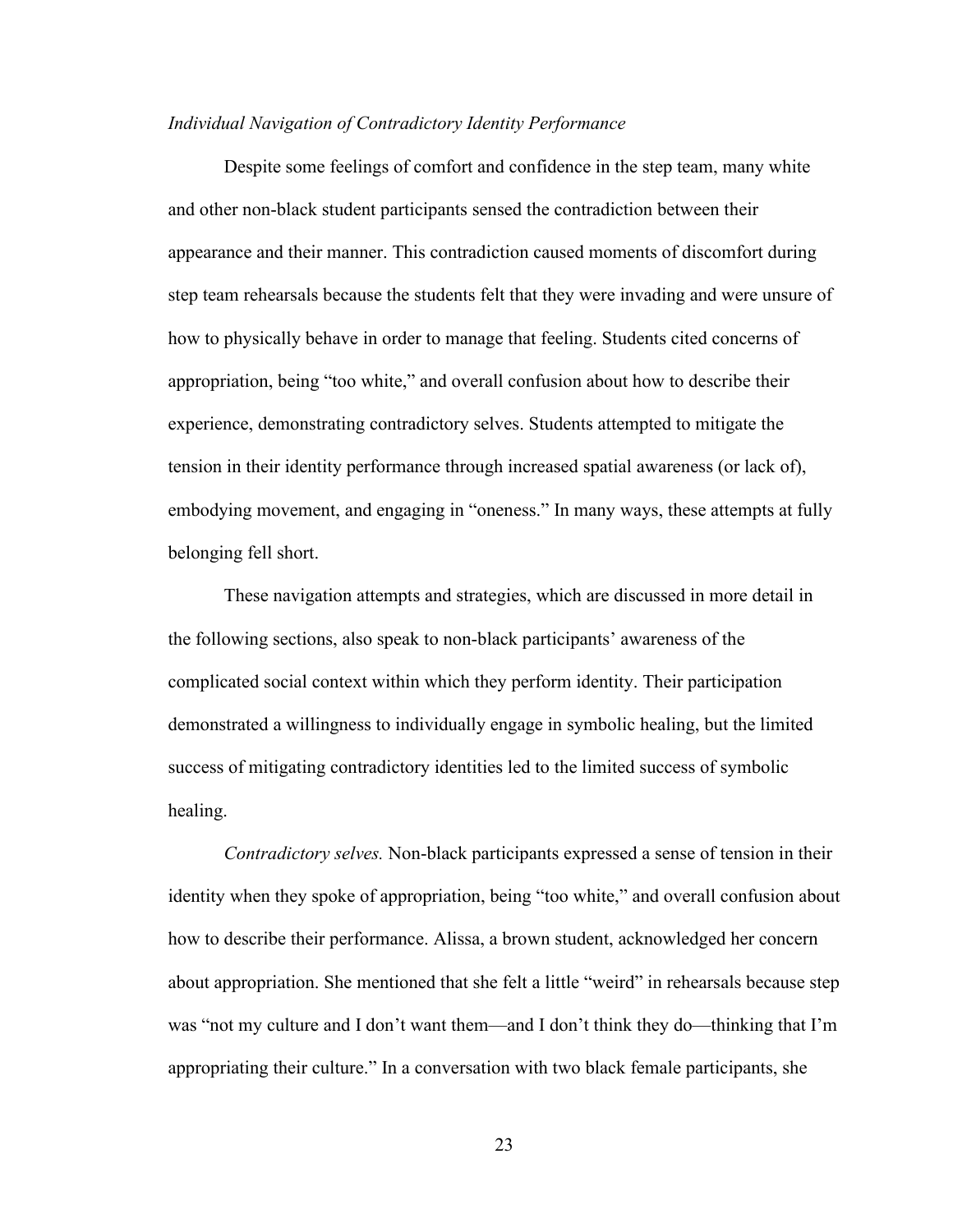*Individual Navigation of Contradictory Identity Performance*

Despite some feelings of comfort and confidence in the step team, many white and other non-black student participants sensed the contradiction between their appearance and their manner. This contradiction caused moments of discomfort during step team rehearsals because the students felt that they were invading and were unsure of how to physically behave in order to manage that feeling. Students cited concerns of appropriation, being "too white," and overall confusion about how to describe their experience, demonstrating contradictory selves. Students attempted to mitigate the tension in their identity performance through increased spatial awareness (or lack of), embodying movement, and engaging in "oneness." In many ways, these attempts at fully belonging fell short.

These navigation attempts and strategies, which are discussed in more detail in the following sections, also speak to non-black participants' awareness of the complicated social context within which they perform identity. Their participation demonstrated a willingness to individually engage in symbolic healing, but the limited success of mitigating contradictory identities led to the limited success of symbolic healing.

*Contradictory selves.* Non-black participants expressed a sense of tension in their identity when they spoke of appropriation, being "too white," and overall confusion about how to describe their performance. Alissa, a brown student, acknowledged her concern about appropriation. She mentioned that she felt a little "weird" in rehearsals because step was "not my culture and I don't want them—and I don't think they do—thinking that I'm appropriating their culture." In a conversation with two black female participants, she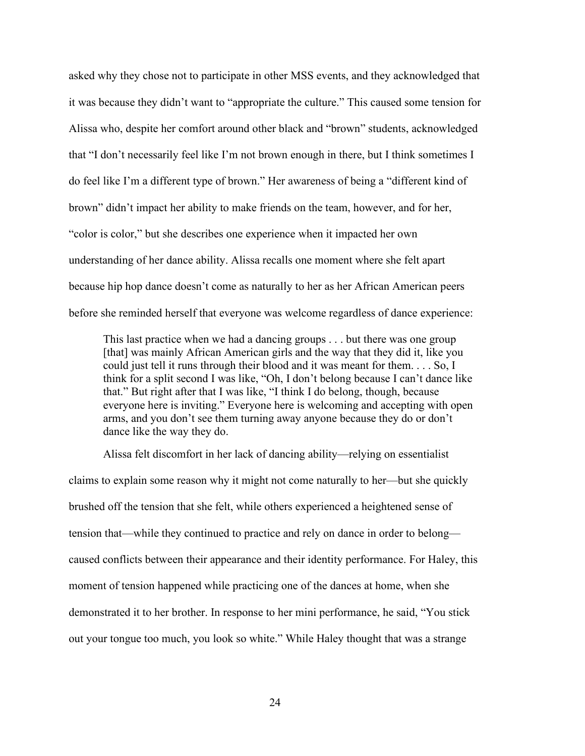asked why they chose not to participate in other MSS events, and they acknowledged that it was because they didn't want to "appropriate the culture." This caused some tension for Alissa who, despite her comfort around other black and "brown" students, acknowledged that "I don't necessarily feel like I'm not brown enough in there, but I think sometimes I do feel like I'm a different type of brown." Her awareness of being a "different kind of brown" didn't impact her ability to make friends on the team, however, and for her, "color is color," but she describes one experience when it impacted her own understanding of her dance ability. Alissa recalls one moment where she felt apart because hip hop dance doesn't come as naturally to her as her African American peers before she reminded herself that everyone was welcome regardless of dance experience:

> This last practice when we had a dancing groups . . . but there was one group [that] was mainly African American girls and the way that they did it, like you could just tell it runs through their blood and it was meant for them. . . . So, I think for a split second I was like, "Oh, I don't belong because I can't dance like that." But right after that I was like, "I think I do belong, though, because everyone here is inviting." Everyone here is welcoming and accepting with open arms, and you don't see them turning away anyone because they do or don't dance like the way they do.

Alissa felt discomfort in her lack of dancing ability—relying on essentialist claims to explain some reason why it might not come naturally to her—but she quickly brushed off the tension that she felt, while others experienced a heightened sense of tension that—while they continued to practice and rely on dance in order to belong—caused conflicts between their appearance and their identity performance. For Haley, this moment of tension happened while practicing one of the dances at home, when she demonstrated it to her brother. In response to her mini performance, he said, "You stick out your tongue too much, you look so white." While Haley thought that was a strange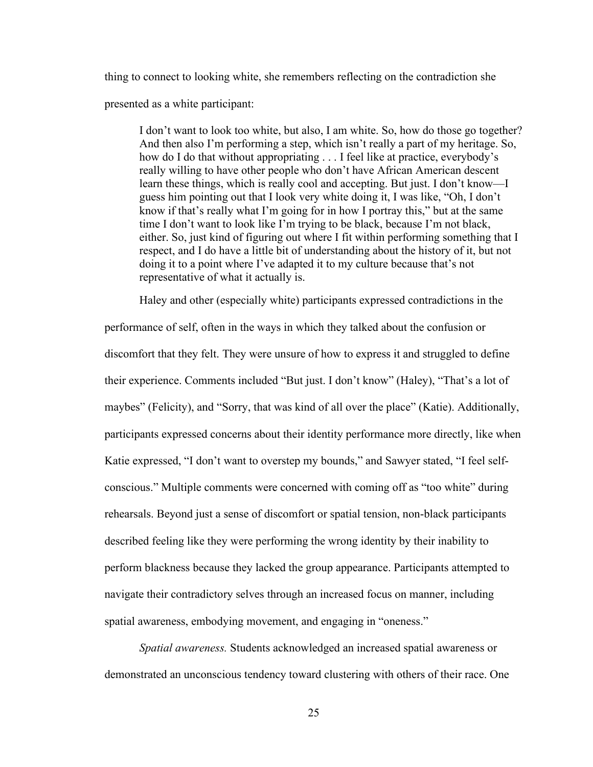thing to connect to looking white, she remembers reflecting on the contradiction she presented as a white participant:

> I don't want to look too white, but also, I am white. So, how do those go together? And then also I'm performing a step, which isn't really a part of my heritage. So, how do I do that without appropriating . . . I feel like at practice, everybody's really willing to have other people who don't have African American descent learn these things, which is really cool and accepting. But just. I don't know—I guess him pointing out that I look very white doing it, I was like, "Oh, I don't know if that's really what I'm going for in how I portray this," but at the same time I don't want to look like I'm trying to be black, because I'm not black, either. So, just kind of figuring out where I fit within performing something that I respect, and I do have a little bit of understanding about the history of it, but not doing it to a point where I've adapted it to my culture because that's not representative of what it actually is.

Haley and other (especially white) participants expressed contradictions in the performance of self, often in the ways in which they talked about the confusion or discomfort that they felt. They were unsure of how to express it and struggled to define their experience. Comments included "But just. I don't know" (Haley), "That's a lot of maybes" (Felicity), and "Sorry, that was kind of all over the place" (Katie). Additionally, participants expressed concerns about their identity performance more directly, like when Katie expressed, "I don't want to overstep my bounds," and Sawyer stated, "I feel self-conscious." Multiple comments were concerned with coming off as "too white" during rehearsals. Beyond just a sense of discomfort or spatial tension, non-black participants described feeling like they were performing the wrong identity by their inability to perform blackness because they lacked the group appearance. Participants attempted to navigate their contradictory selves through an increased focus on manner, including spatial awareness, embodying movement, and engaging in "oneness."

*Spatial awareness.* Students acknowledged an increased spatial awareness or demonstrated an unconscious tendency toward clustering with others of their race. One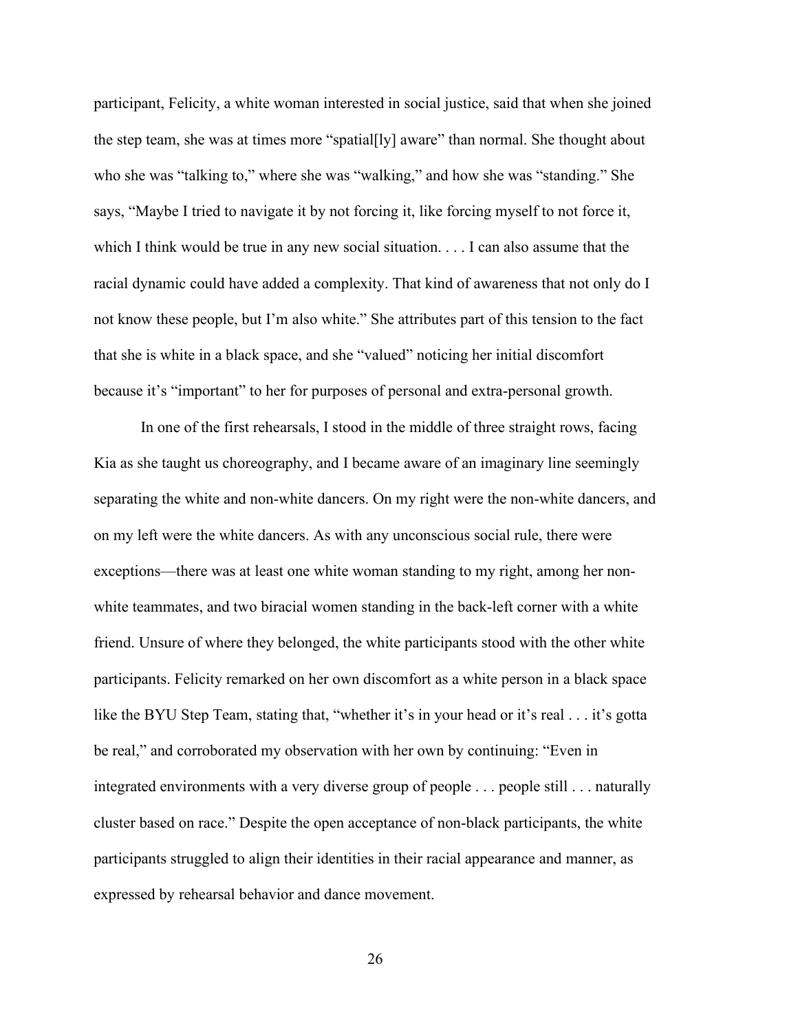participant, Felicity, a white woman interested in social justice, said that when she joined the step team, she was at times more "spatial[ly] aware" than normal. She thought about who she was "talking to," where she was "walking," and how she was "standing." She says, "Maybe I tried to navigate it by not forcing it, like forcing myself to not force it, which I think would be true in any new social situation. . . . I can also assume that the racial dynamic could have added a complexity. That kind of awareness that not only do I not know these people, but I'm also white." She attributes part of this tension to the fact that she is white in a black space, and she "valued" noticing her initial discomfort because it's "important" to her for purposes of personal and extra-personal growth.

In one of the first rehearsals, I stood in the middle of three straight rows, facing Kia as she taught us choreography, and I became aware of an imaginary line seemingly separating the white and non-white dancers. On my right were the non-white dancers, and on my left were the white dancers. As with any unconscious social rule, there were exceptions—there was at least one white woman standing to my right, among her non-white teammates, and two biracial women standing in the back-left corner with a white friend. Unsure of where they belonged, the white participants stood with the other white participants. Felicity remarked on her own discomfort as a white person in a black space like the BYU Step Team, stating that, "whether it's in your head or it's real . . . it's gotta be real," and corroborated my observation with her own by continuing: "Even in integrated environments with a very diverse group of people . . . people still . . . naturally cluster based on race." Despite the open acceptance of non-black participants, the white participants struggled to align their identities in their racial appearance and manner, as expressed by rehearsal behavior and dance movement.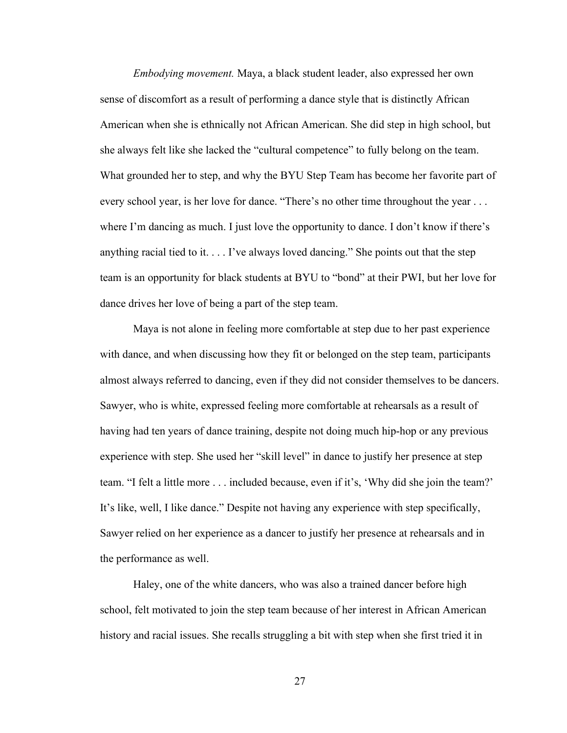*Embodying movement.* Maya, a black student leader, also expressed her own sense of discomfort as a result of performing a dance style that is distinctly African American when she is ethnically not African American. She did step in high school, but she always felt like she lacked the "cultural competence" to fully belong on the team. What grounded her to step, and why the BYU Step Team has become her favorite part of every school year, is her love for dance. "There's no other time throughout the year . . . where I'm dancing as much. I just love the opportunity to dance. I don't know if there's anything racial tied to it. . . . I've always loved dancing." She points out that the step team is an opportunity for black students at BYU to "bond" at their PWI, but her love for dance drives her love of being a part of the step team.

Maya is not alone in feeling more comfortable at step due to her past experience with dance, and when discussing how they fit or belonged on the step team, participants almost always referred to dancing, even if they did not consider themselves to be dancers. Sawyer, who is white, expressed feeling more comfortable at rehearsals as a result of having had ten years of dance training, despite not doing much hip-hop or any previous experience with step. She used her "skill level" in dance to justify her presence at step team. "I felt a little more . . . included because, even if it's, 'Why did she join the team?' It's like, well, I like dance." Despite not having any experience with step specifically, Sawyer relied on her experience as a dancer to justify her presence at rehearsals and in the performance as well.

Haley, one of the white dancers, who was also a trained dancer before high school, felt motivated to join the step team because of her interest in African American history and racial issues. She recalls struggling a bit with step when she first tried it in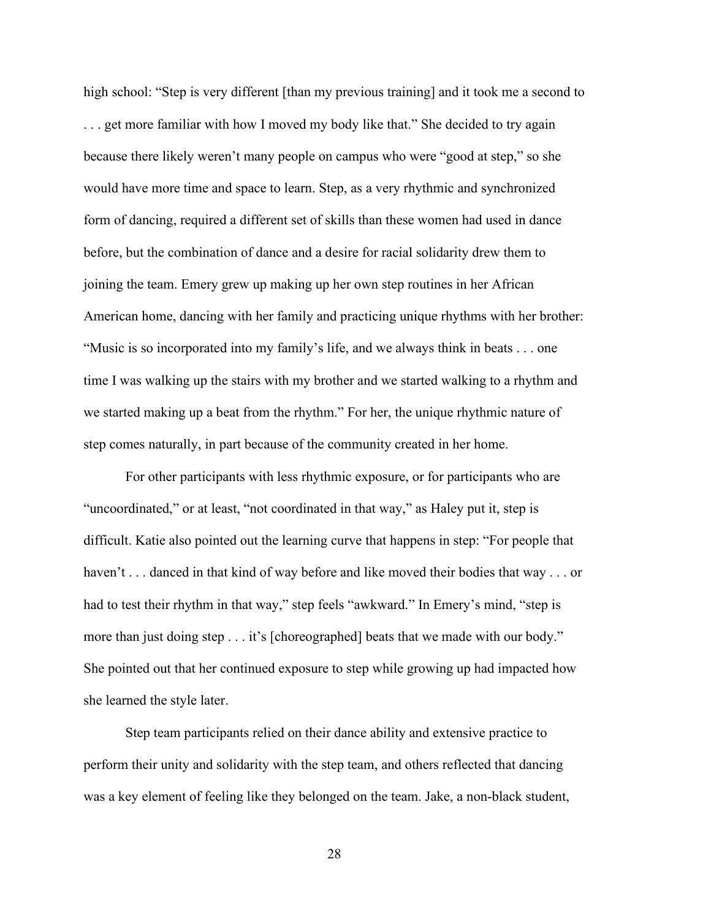high school: "Step is very different [than my previous training] and it took me a second to . . . get more familiar with how I moved my body like that." She decided to try again because there likely weren't many people on campus who were "good at step," so she would have more time and space to learn. Step, as a very rhythmic and synchronized form of dancing, required a different set of skills than these women had used in dance before, but the combination of dance and a desire for racial solidarity drew them to joining the team. Emery grew up making up her own step routines in her African American home, dancing with her family and practicing unique rhythms with her brother: "Music is so incorporated into my family's life, and we always think in beats . . . one time I was walking up the stairs with my brother and we started walking to a rhythm and we started making up a beat from the rhythm." For her, the unique rhythmic nature of step comes naturally, in part because of the community created in her home.

For other participants with less rhythmic exposure, or for participants who are "uncoordinated," or at least, "not coordinated in that way," as Haley put it, step is difficult. Katie also pointed out the learning curve that happens in step: "For people that haven't . . . danced in that kind of way before and like moved their bodies that way . . . or had to test their rhythm in that way," step feels "awkward." In Emery's mind, "step is more than just doing step . . . it's [choreographed] beats that we made with our body." She pointed out that her continued exposure to step while growing up had impacted how she learned the style later.

Step team participants relied on their dance ability and extensive practice to perform their unity and solidarity with the step team, and others reflected that dancing was a key element of feeling like they belonged on the team. Jake, a non-black student,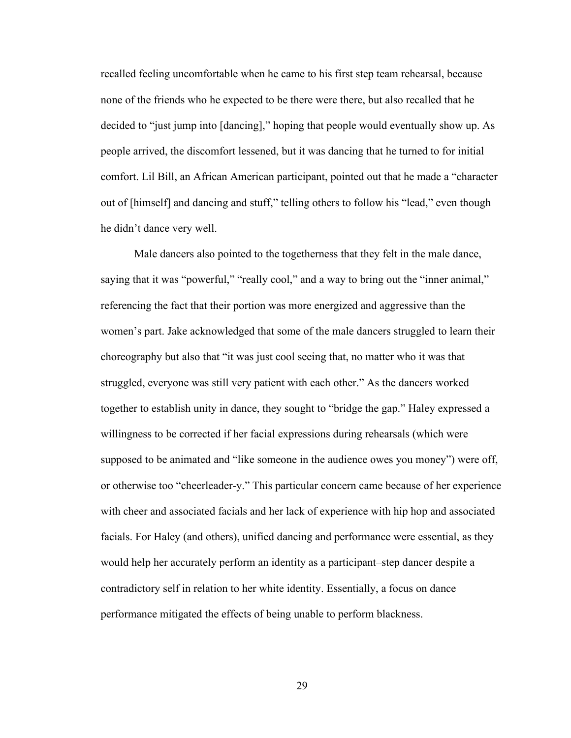recalled feeling uncomfortable when he came to his first step team rehearsal, because none of the friends who he expected to be there were there, but also recalled that he decided to "just jump into [dancing]," hoping that people would eventually show up. As people arrived, the discomfort lessened, but it was dancing that he turned to for initial comfort. Lil Bill, an African American participant, pointed out that he made a "character out of [himself] and dancing and stuff," telling others to follow his "lead," even though he didn't dance very well.

Male dancers also pointed to the togetherness that they felt in the male dance, saying that it was "powerful," "really cool," and a way to bring out the "inner animal," referencing the fact that their portion was more energized and aggressive than the women's part. Jake acknowledged that some of the male dancers struggled to learn their choreography but also that "it was just cool seeing that, no matter who it was that struggled, everyone was still very patient with each other." As the dancers worked together to establish unity in dance, they sought to "bridge the gap." Haley expressed a willingness to be corrected if her facial expressions during rehearsals (which were supposed to be animated and "like someone in the audience owes you money") were off, or otherwise too "cheerleader-y." This particular concern came because of her experience with cheer and associated facials and her lack of experience with hip hop and associated facials. For Haley (and others), unified dancing and performance were essential, as they would help her accurately perform an identity as a participant–step dancer despite a contradictory self in relation to her white identity. Essentially, a focus on dance performance mitigated the effects of being unable to perform blackness.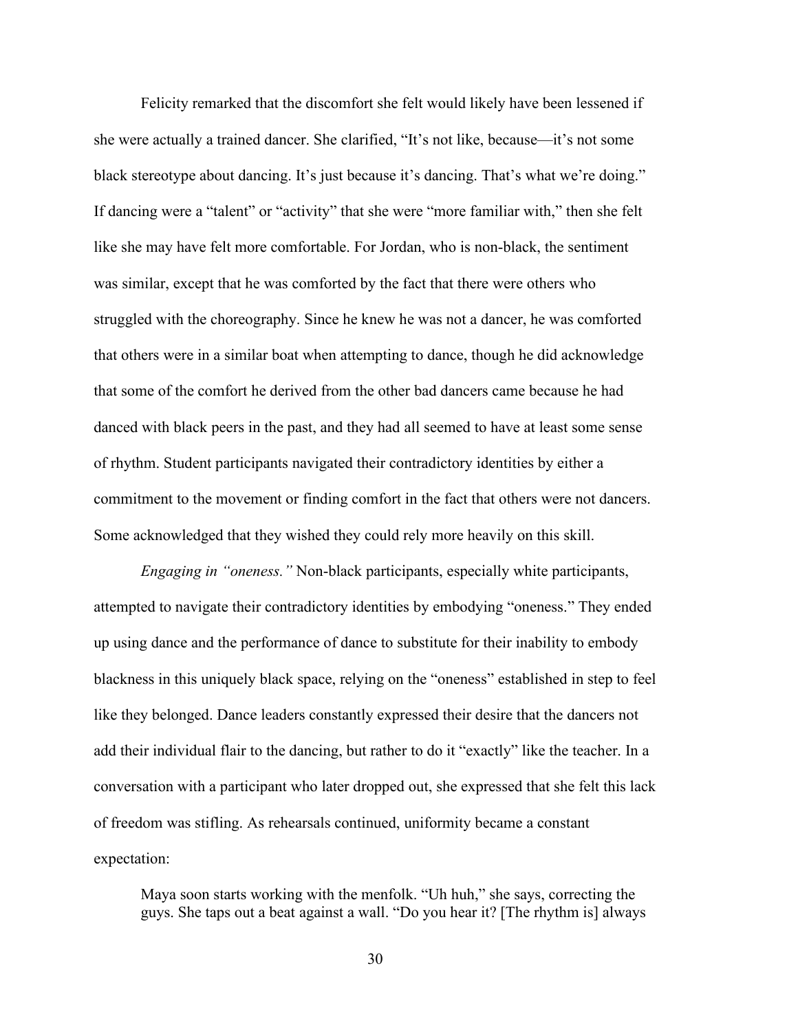Felicity remarked that the discomfort she felt would likely have been lessened if she were actually a trained dancer. She clarified, "It's not like, because—it's not some black stereotype about dancing. It's just because it's dancing. That's what we're doing." If dancing were a "talent" or "activity" that she were "more familiar with," then she felt like she may have felt more comfortable. For Jordan, who is non-black, the sentiment was similar, except that he was comforted by the fact that there were others who struggled with the choreography. Since he knew he was not a dancer, he was comforted that others were in a similar boat when attempting to dance, though he did acknowledge that some of the comfort he derived from the other bad dancers came because he had danced with black peers in the past, and they had all seemed to have at least some sense of rhythm. Student participants navigated their contradictory identities by either a commitment to the movement or finding comfort in the fact that others were not dancers. Some acknowledged that they wished they could rely more heavily on this skill.

*Engaging in "oneness."* Non-black participants, especially white participants, attempted to navigate their contradictory identities by embodying "oneness." They ended up using dance and the performance of dance to substitute for their inability to embody blackness in this uniquely black space, relying on the "oneness" established in step to feel like they belonged. Dance leaders constantly expressed their desire that the dancers not add their individual flair to the dancing, but rather to do it "exactly" like the teacher. In a conversation with a participant who later dropped out, she expressed that she felt this lack of freedom was stifling. As rehearsals continued, uniformity became a constant expectation:

> Maya soon starts working with the menfolk. "Uh huh," she says, correcting the guys. She taps out a beat against a wall. "Do you hear it? [The rhythm is] always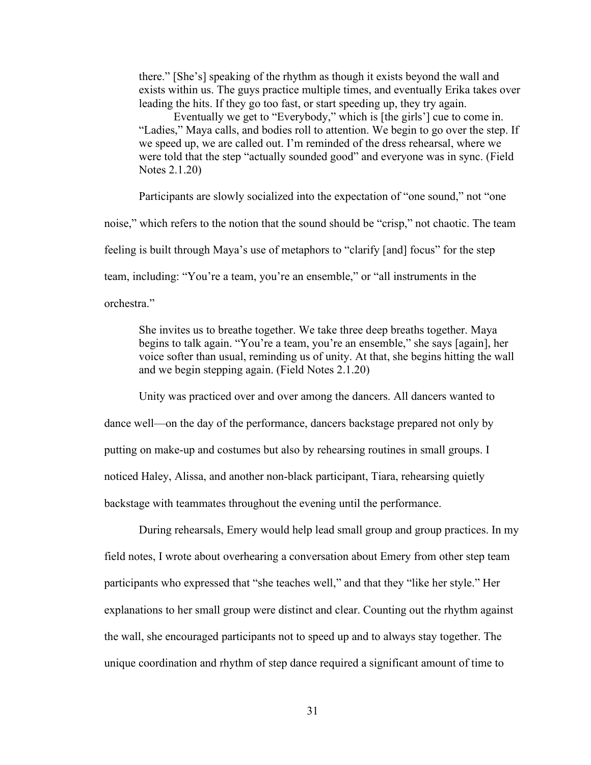> there." [She's] speaking of the rhythm as though it exists beyond the wall and exists within us. The guys practice multiple times, and eventually Erika takes over leading the hits. If they go too fast, or start speeding up, they try again.
>
> Eventually we get to "Everybody," which is [the girls'] cue to come in. "Ladies," Maya calls, and bodies roll to attention. We begin to go over the step. If we speed up, we are called out. I'm reminded of the dress rehearsal, where we were told that the step "actually sounded good" and everyone was in sync. (Field Notes 2.1.20)

Participants are slowly socialized into the expectation of "one sound," not "one noise," which refers to the notion that the sound should be "crisp," not chaotic. The team feeling is built through Maya's use of metaphors to "clarify [and] focus" for the step team, including: "You're a team, you're an ensemble," or "all instruments in the orchestra."

> She invites us to breathe together. We take three deep breaths together. Maya begins to talk again. "You're a team, you're an ensemble," she says [again], her voice softer than usual, reminding us of unity. At that, she begins hitting the wall and we begin stepping again. (Field Notes 2.1.20)

Unity was practiced over and over among the dancers. All dancers wanted to dance well—on the day of the performance, dancers backstage prepared not only by putting on make-up and costumes but also by rehearsing routines in small groups. I noticed Haley, Alissa, and another non-black participant, Tiara, rehearsing quietly backstage with teammates throughout the evening until the performance.

During rehearsals, Emery would help lead small group and group practices. In my field notes, I wrote about overhearing a conversation about Emery from other step team participants who expressed that "she teaches well," and that they "like her style." Her explanations to her small group were distinct and clear. Counting out the rhythm against the wall, she encouraged participants not to speed up and to always stay together. The unique coordination and rhythm of step dance required a significant amount of time to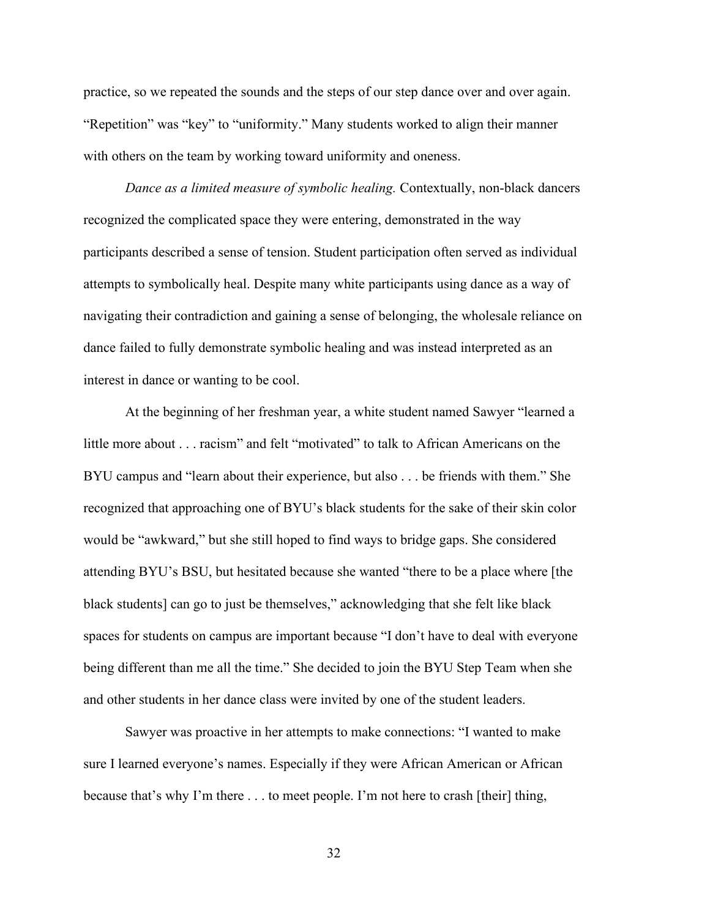practice, so we repeated the sounds and the steps of our step dance over and over again. "Repetition" was "key" to "uniformity." Many students worked to align their manner with others on the team by working toward uniformity and oneness.

*Dance as a limited measure of symbolic healing.* Contextually, non-black dancers recognized the complicated space they were entering, demonstrated in the way participants described a sense of tension. Student participation often served as individual attempts to symbolically heal. Despite many white participants using dance as a way of navigating their contradiction and gaining a sense of belonging, the wholesale reliance on dance failed to fully demonstrate symbolic healing and was instead interpreted as an interest in dance or wanting to be cool.

At the beginning of her freshman year, a white student named Sawyer "learned a little more about . . . racism" and felt "motivated" to talk to African Americans on the BYU campus and "learn about their experience, but also . . . be friends with them." She recognized that approaching one of BYU's black students for the sake of their skin color would be "awkward," but she still hoped to find ways to bridge gaps. She considered attending BYU's BSU, but hesitated because she wanted "there to be a place where [the black students] can go to just be themselves," acknowledging that she felt like black spaces for students on campus are important because "I don't have to deal with everyone being different than me all the time." She decided to join the BYU Step Team when she and other students in her dance class were invited by one of the student leaders.

Sawyer was proactive in her attempts to make connections: "I wanted to make sure I learned everyone's names. Especially if they were African American or African because that's why I'm there . . . to meet people. I'm not here to crash [their] thing,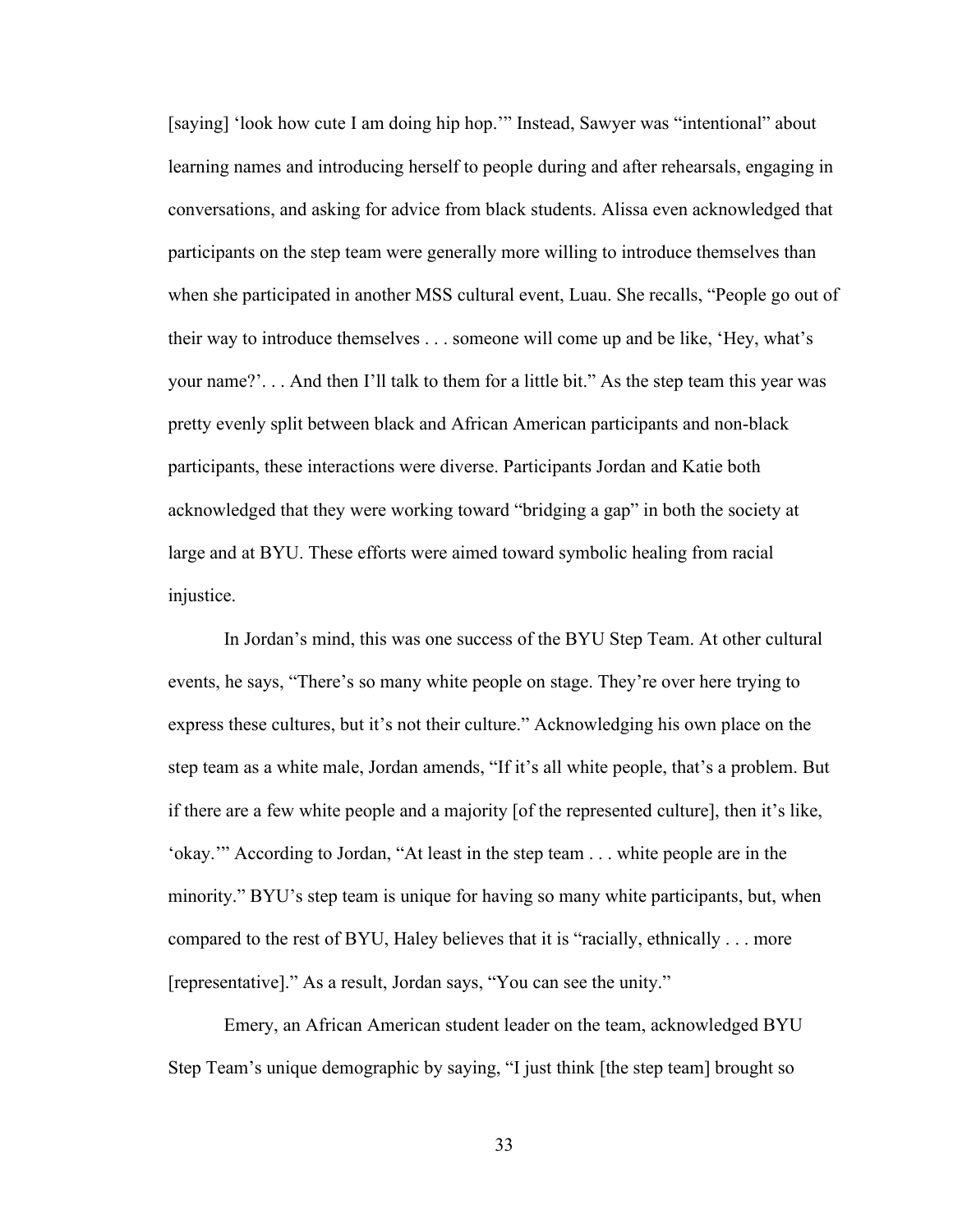[saying] 'look how cute I am doing hip hop.'" Instead, Sawyer was "intentional" about learning names and introducing herself to people during and after rehearsals, engaging in conversations, and asking for advice from black students. Alissa even acknowledged that participants on the step team were generally more willing to introduce themselves than when she participated in another MSS cultural event, Luau. She recalls, "People go out of their way to introduce themselves . . . someone will come up and be like, 'Hey, what's your name?'. . . And then I'll talk to them for a little bit." As the step team this year was pretty evenly split between black and African American participants and non-black participants, these interactions were diverse. Participants Jordan and Katie both acknowledged that they were working toward "bridging a gap" in both the society at large and at BYU. These efforts were aimed toward symbolic healing from racial injustice.

In Jordan's mind, this was one success of the BYU Step Team. At other cultural events, he says, "There's so many white people on stage. They're over here trying to express these cultures, but it's not their culture." Acknowledging his own place on the step team as a white male, Jordan amends, "If it's all white people, that's a problem. But if there are a few white people and a majority [of the represented culture], then it's like, 'okay.'" According to Jordan, "At least in the step team . . . white people are in the minority." BYU's step team is unique for having so many white participants, but, when compared to the rest of BYU, Haley believes that it is "racially, ethnically . . . more [representative]." As a result, Jordan says, "You can see the unity."

Emery, an African American student leader on the team, acknowledged BYU Step Team's unique demographic by saying, "I just think [the step team] brought so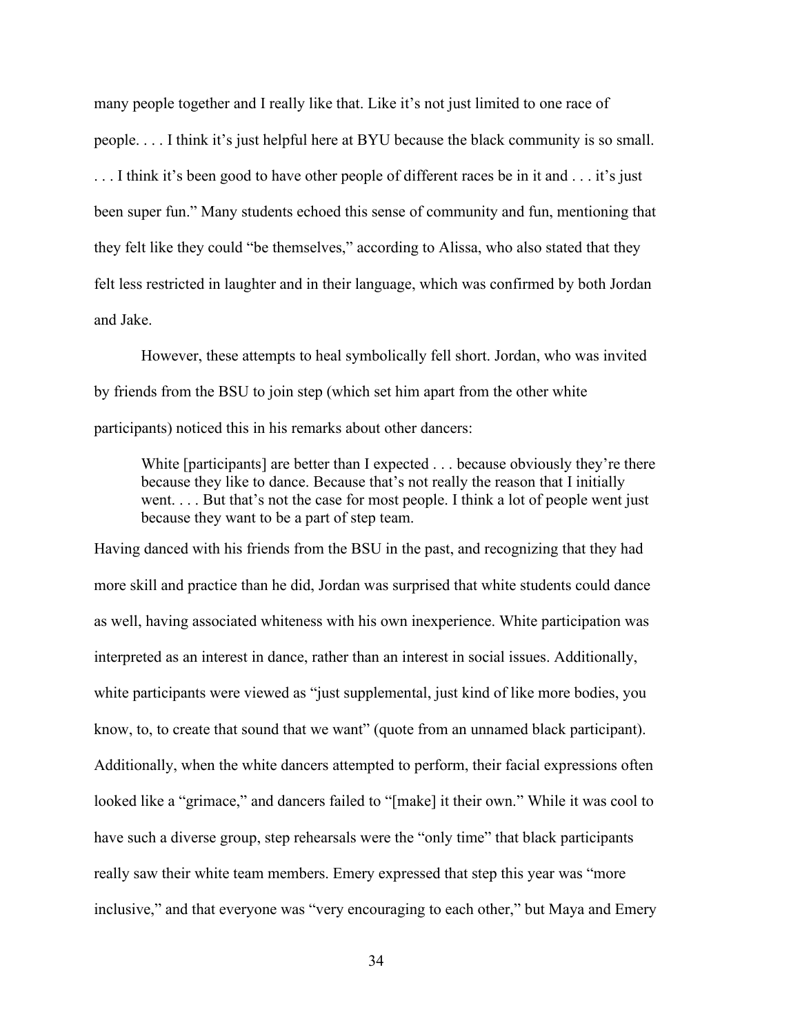many people together and I really like that. Like it's not just limited to one race of people. . . . I think it's just helpful here at BYU because the black community is so small. . . . I think it's been good to have other people of different races be in it and . . . it's just been super fun." Many students echoed this sense of community and fun, mentioning that they felt like they could "be themselves," according to Alissa, who also stated that they felt less restricted in laughter and in their language, which was confirmed by both Jordan and Jake.

However, these attempts to heal symbolically fell short. Jordan, who was invited by friends from the BSU to join step (which set him apart from the other white participants) noticed this in his remarks about other dancers:

> White [participants] are better than I expected . . . because obviously they're there because they like to dance. Because that's not really the reason that I initially went. . . . But that's not the case for most people. I think a lot of people went just because they want to be a part of step team.

Having danced with his friends from the BSU in the past, and recognizing that they had more skill and practice than he did, Jordan was surprised that white students could dance as well, having associated whiteness with his own inexperience. White participation was interpreted as an interest in dance, rather than an interest in social issues. Additionally, white participants were viewed as "just supplemental, just kind of like more bodies, you know, to, to create that sound that we want" (quote from an unnamed black participant). Additionally, when the white dancers attempted to perform, their facial expressions often looked like a "grimace," and dancers failed to "[make] it their own." While it was cool to have such a diverse group, step rehearsals were the "only time" that black participants really saw their white team members. Emery expressed that step this year was "more inclusive," and that everyone was "very encouraging to each other," but Maya and Emery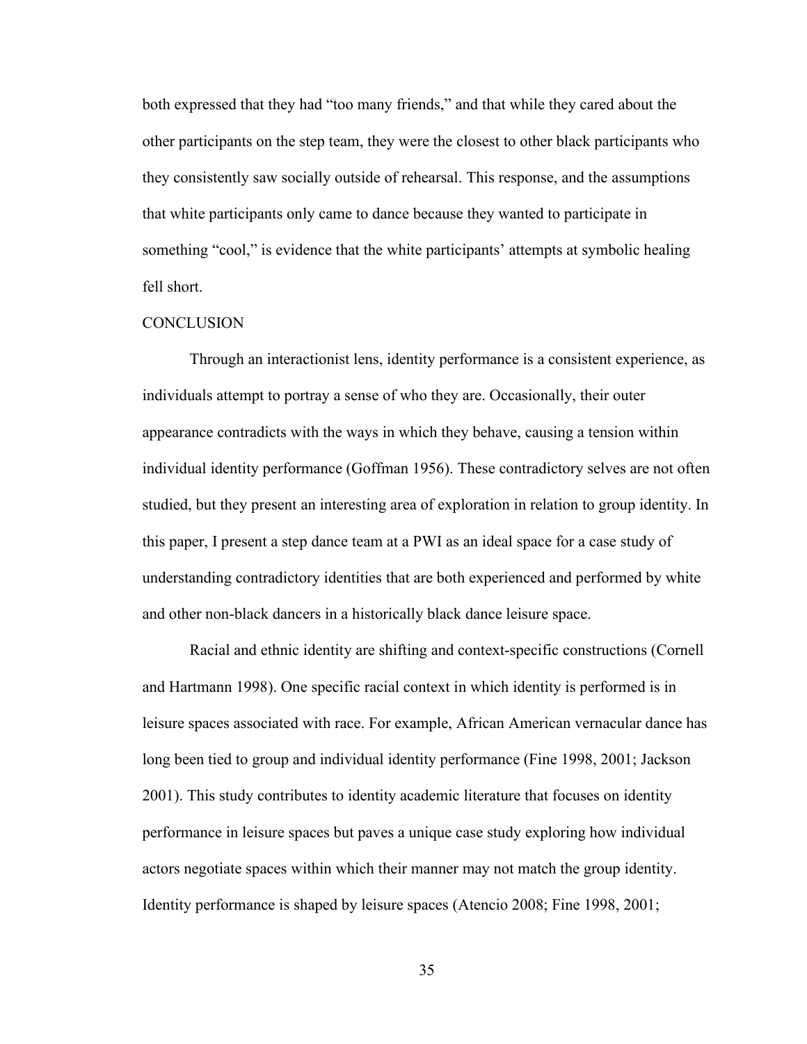both expressed that they had "too many friends," and that while they cared about the other participants on the step team, they were the closest to other black participants who they consistently saw socially outside of rehearsal. This response, and the assumptions that white participants only came to dance because they wanted to participate in something "cool," is evidence that the white participants' attempts at symbolic healing fell short.

## CONCLUSION

Through an interactionist lens, identity performance is a consistent experience, as individuals attempt to portray a sense of who they are. Occasionally, their outer appearance contradicts with the ways in which they behave, causing a tension within individual identity performance (Goffman 1956). These contradictory selves are not often studied, but they present an interesting area of exploration in relation to group identity. In this paper, I present a step dance team at a PWI as an ideal space for a case study of understanding contradictory identities that are both experienced and performed by white and other non-black dancers in a historically black dance leisure space.

Racial and ethnic identity are shifting and context-specific constructions (Cornell and Hartmann 1998). One specific racial context in which identity is performed is in leisure spaces associated with race. For example, African American vernacular dance has long been tied to group and individual identity performance (Fine 1998, 2001; Jackson 2001). This study contributes to identity academic literature that focuses on identity performance in leisure spaces but paves a unique case study exploring how individual actors negotiate spaces within which their manner may not match the group identity. Identity performance is shaped by leisure spaces (Atencio 2008; Fine 1998, 2001;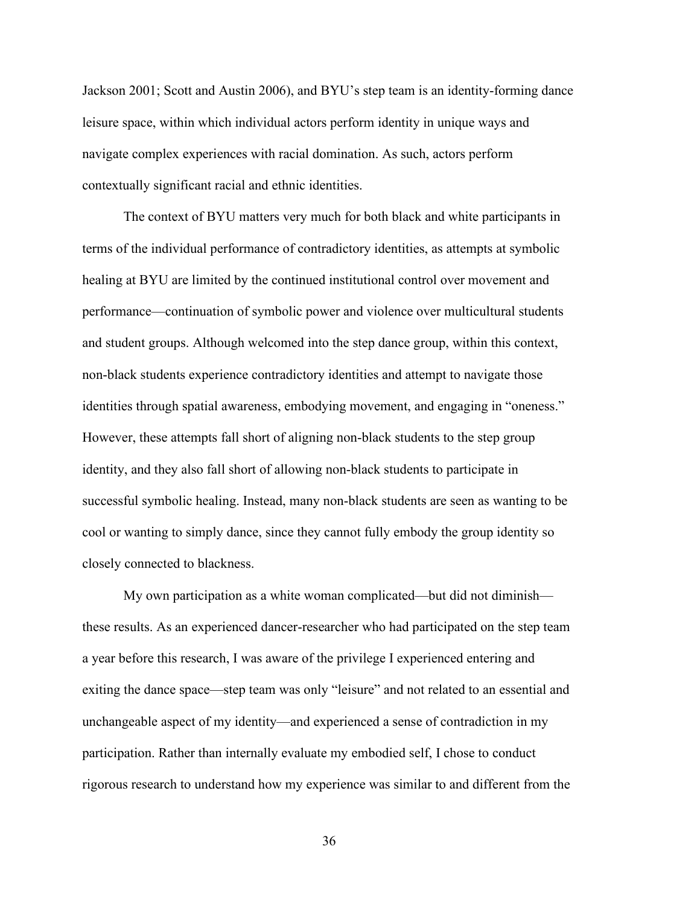Jackson 2001; Scott and Austin 2006), and BYU's step team is an identity-forming dance leisure space, within which individual actors perform identity in unique ways and navigate complex experiences with racial domination. As such, actors perform contextually significant racial and ethnic identities.

The context of BYU matters very much for both black and white participants in terms of the individual performance of contradictory identities, as attempts at symbolic healing at BYU are limited by the continued institutional control over movement and performance—continuation of symbolic power and violence over multicultural students and student groups. Although welcomed into the step dance group, within this context, non-black students experience contradictory identities and attempt to navigate those identities through spatial awareness, embodying movement, and engaging in "oneness." However, these attempts fall short of aligning non-black students to the step group identity, and they also fall short of allowing non-black students to participate in successful symbolic healing. Instead, many non-black students are seen as wanting to be cool or wanting to simply dance, since they cannot fully embody the group identity so closely connected to blackness.

My own participation as a white woman complicated—but did not diminish—these results. As an experienced dancer-researcher who had participated on the step team a year before this research, I was aware of the privilege I experienced entering and exiting the dance space—step team was only "leisure" and not related to an essential and unchangeable aspect of my identity—and experienced a sense of contradiction in my participation. Rather than internally evaluate my embodied self, I chose to conduct rigorous research to understand how my experience was similar to and different from the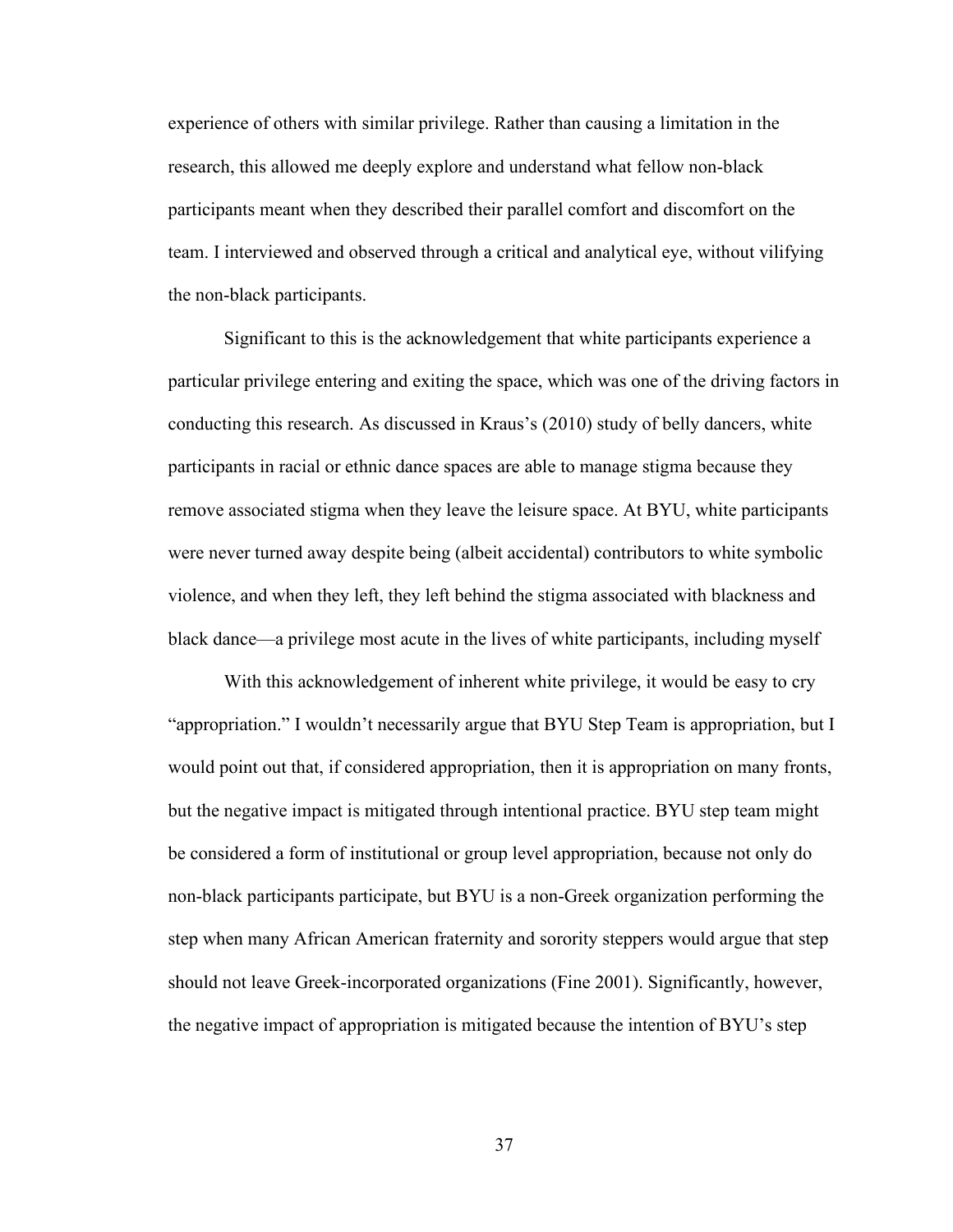experience of others with similar privilege. Rather than causing a limitation in the research, this allowed me deeply explore and understand what fellow non-black participants meant when they described their parallel comfort and discomfort on the team. I interviewed and observed through a critical and analytical eye, without vilifying the non-black participants.

Significant to this is the acknowledgement that white participants experience a particular privilege entering and exiting the space, which was one of the driving factors in conducting this research. As discussed in Kraus's (2010) study of belly dancers, white participants in racial or ethnic dance spaces are able to manage stigma because they remove associated stigma when they leave the leisure space. At BYU, white participants were never turned away despite being (albeit accidental) contributors to white symbolic violence, and when they left, they left behind the stigma associated with blackness and black dance—a privilege most acute in the lives of white participants, including myself

With this acknowledgement of inherent white privilege, it would be easy to cry "appropriation." I wouldn't necessarily argue that BYU Step Team is appropriation, but I would point out that, if considered appropriation, then it is appropriation on many fronts, but the negative impact is mitigated through intentional practice. BYU step team might be considered a form of institutional or group level appropriation, because not only do non-black participants participate, but BYU is a non-Greek organization performing the step when many African American fraternity and sorority steppers would argue that step should not leave Greek-incorporated organizations (Fine 2001). Significantly, however, the negative impact of appropriation is mitigated because the intention of BYU's step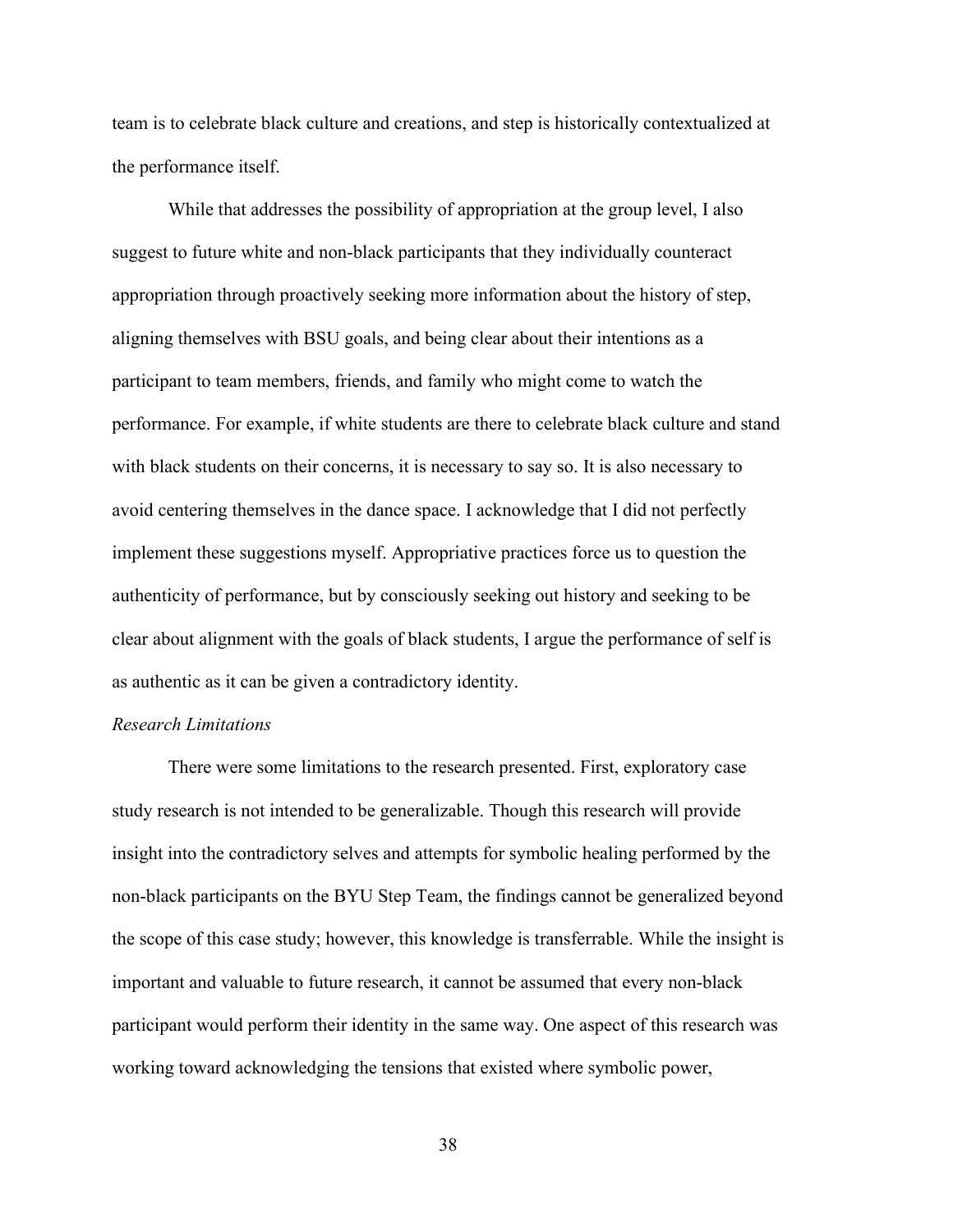team is to celebrate black culture and creations, and step is historically contextualized at the performance itself.

While that addresses the possibility of appropriation at the group level, I also suggest to future white and non-black participants that they individually counteract appropriation through proactively seeking more information about the history of step, aligning themselves with BSU goals, and being clear about their intentions as a participant to team members, friends, and family who might come to watch the performance. For example, if white students are there to celebrate black culture and stand with black students on their concerns, it is necessary to say so. It is also necessary to avoid centering themselves in the dance space. I acknowledge that I did not perfectly implement these suggestions myself. Appropriative practices force us to question the authenticity of performance, but by consciously seeking out history and seeking to be clear about alignment with the goals of black students, I argue the performance of self is as authentic as it can be given a contradictory identity.

*Research Limitations*

There were some limitations to the research presented. First, exploratory case study research is not intended to be generalizable. Though this research will provide insight into the contradictory selves and attempts for symbolic healing performed by the non-black participants on the BYU Step Team, the findings cannot be generalized beyond the scope of this case study; however, this knowledge is transferrable. While the insight is important and valuable to future research, it cannot be assumed that every non-black participant would perform their identity in the same way. One aspect of this research was working toward acknowledging the tensions that existed where symbolic power,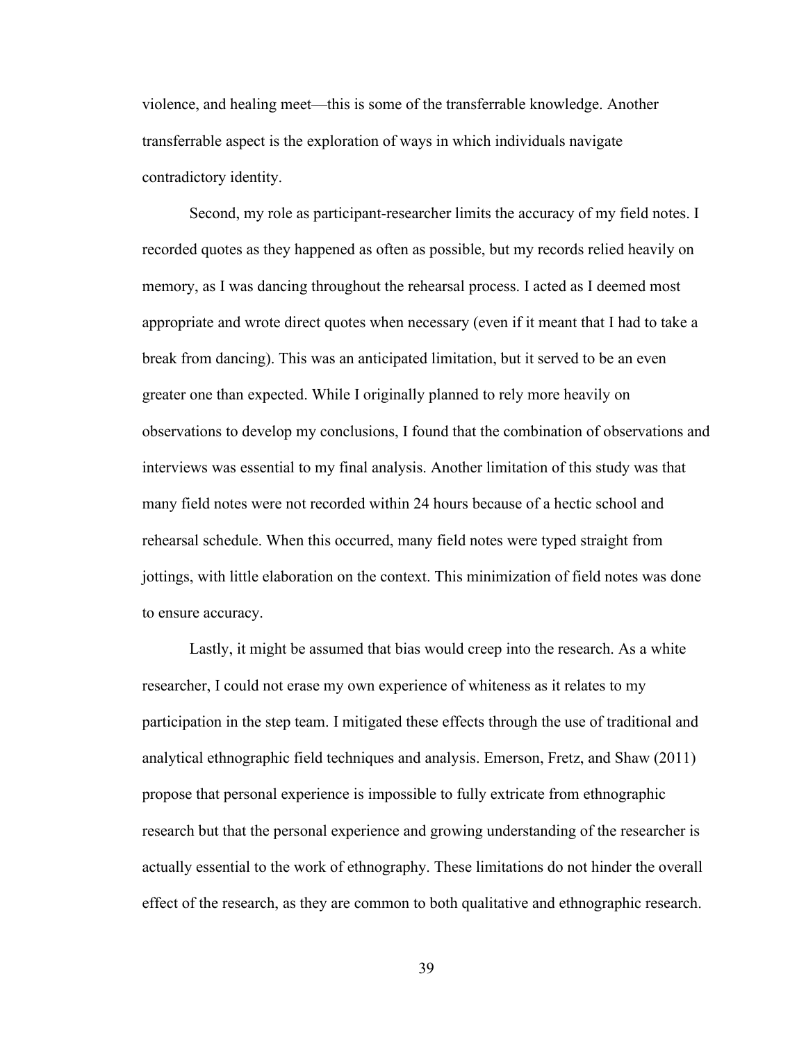violence, and healing meet—this is some of the transferrable knowledge. Another transferrable aspect is the exploration of ways in which individuals navigate contradictory identity.

Second, my role as participant-researcher limits the accuracy of my field notes. I recorded quotes as they happened as often as possible, but my records relied heavily on memory, as I was dancing throughout the rehearsal process. I acted as I deemed most appropriate and wrote direct quotes when necessary (even if it meant that I had to take a break from dancing). This was an anticipated limitation, but it served to be an even greater one than expected. While I originally planned to rely more heavily on observations to develop my conclusions, I found that the combination of observations and interviews was essential to my final analysis. Another limitation of this study was that many field notes were not recorded within 24 hours because of a hectic school and rehearsal schedule. When this occurred, many field notes were typed straight from jottings, with little elaboration on the context. This minimization of field notes was done to ensure accuracy.

Lastly, it might be assumed that bias would creep into the research. As a white researcher, I could not erase my own experience of whiteness as it relates to my participation in the step team. I mitigated these effects through the use of traditional and analytical ethnographic field techniques and analysis. Emerson, Fretz, and Shaw (2011) propose that personal experience is impossible to fully extricate from ethnographic research but that the personal experience and growing understanding of the researcher is actually essential to the work of ethnography. These limitations do not hinder the overall effect of the research, as they are common to both qualitative and ethnographic research.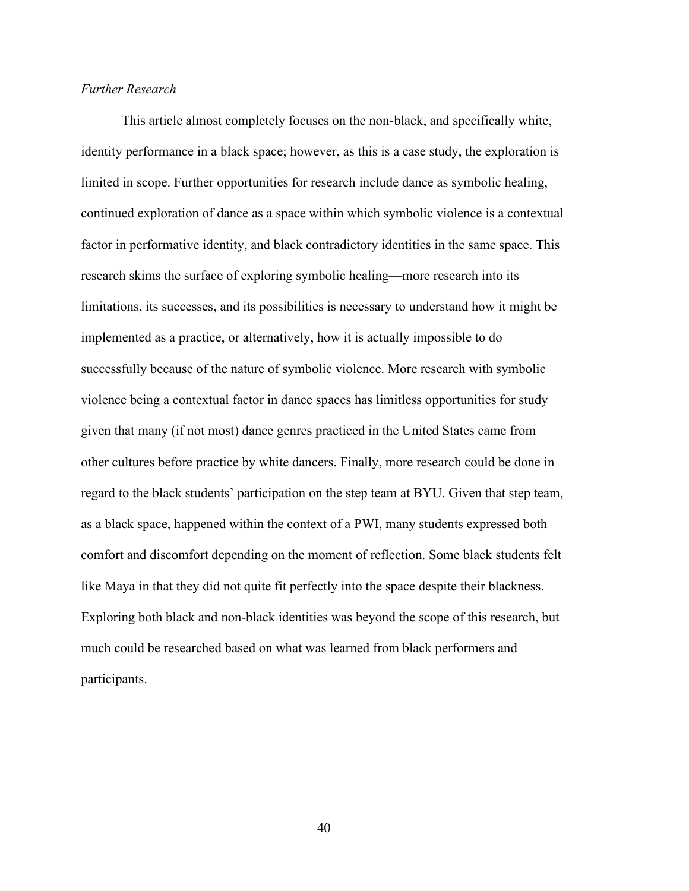*Further Research*

This article almost completely focuses on the non-black, and specifically white, identity performance in a black space; however, as this is a case study, the exploration is limited in scope. Further opportunities for research include dance as symbolic healing, continued exploration of dance as a space within which symbolic violence is a contextual factor in performative identity, and black contradictory identities in the same space. This research skims the surface of exploring symbolic healing—more research into its limitations, its successes, and its possibilities is necessary to understand how it might be implemented as a practice, or alternatively, how it is actually impossible to do successfully because of the nature of symbolic violence. More research with symbolic violence being a contextual factor in dance spaces has limitless opportunities for study given that many (if not most) dance genres practiced in the United States came from other cultures before practice by white dancers. Finally, more research could be done in regard to the black students' participation on the step team at BYU. Given that step team, as a black space, happened within the context of a PWI, many students expressed both comfort and discomfort depending on the moment of reflection. Some black students felt like Maya in that they did not quite fit perfectly into the space despite their blackness. Exploring both black and non-black identities was beyond the scope of this research, but much could be researched based on what was learned from black performers and participants.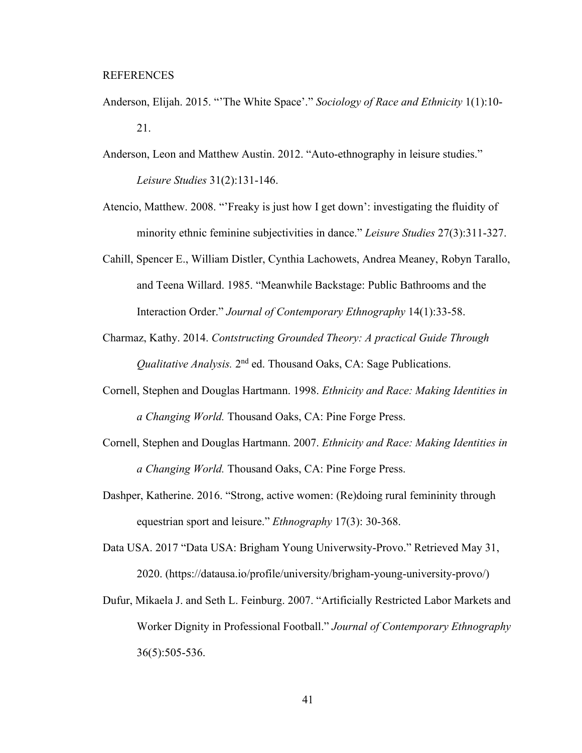REFERENCES

Anderson, Elijah. 2015. "'The White Space'." *Sociology of Race and Ethnicity* 1(1):10-21.

Anderson, Leon and Matthew Austin. 2012. "Auto-ethnography in leisure studies." *Leisure Studies* 31(2):131-146.

Atencio, Matthew. 2008. "'Freaky is just how I get down': investigating the fluidity of minority ethnic feminine subjectivities in dance." *Leisure Studies* 27(3):311-327.

Cahill, Spencer E., William Distler, Cynthia Lachowets, Andrea Meaney, Robyn Tarallo, and Teena Willard. 1985. "Meanwhile Backstage: Public Bathrooms and the Interaction Order." *Journal of Contemporary Ethnography* 14(1):33-58.

Charmaz, Kathy. 2014. *Contstructing Grounded Theory: A practical Guide Through Qualitative Analysis.* 2nd ed. Thousand Oaks, CA: Sage Publications.

Cornell, Stephen and Douglas Hartmann. 1998. *Ethnicity and Race: Making Identities in a Changing World.* Thousand Oaks, CA: Pine Forge Press.

Cornell, Stephen and Douglas Hartmann. 2007. *Ethnicity and Race: Making Identities in a Changing World.* Thousand Oaks, CA: Pine Forge Press.

Dashper, Katherine. 2016. "Strong, active women: (Re)doing rural femininity through equestrian sport and leisure." *Ethnography* 17(3): 30-368.

Data USA. 2017 "Data USA: Brigham Young Univerwsity-Provo." Retrieved May 31, 2020. (https://datausa.io/profile/university/brigham-young-university-provo/)

Dufur, Mikaela J. and Seth L. Feinburg. 2007. "Artificially Restricted Labor Markets and Worker Dignity in Professional Football." *Journal of Contemporary Ethnography* 36(5):505-536.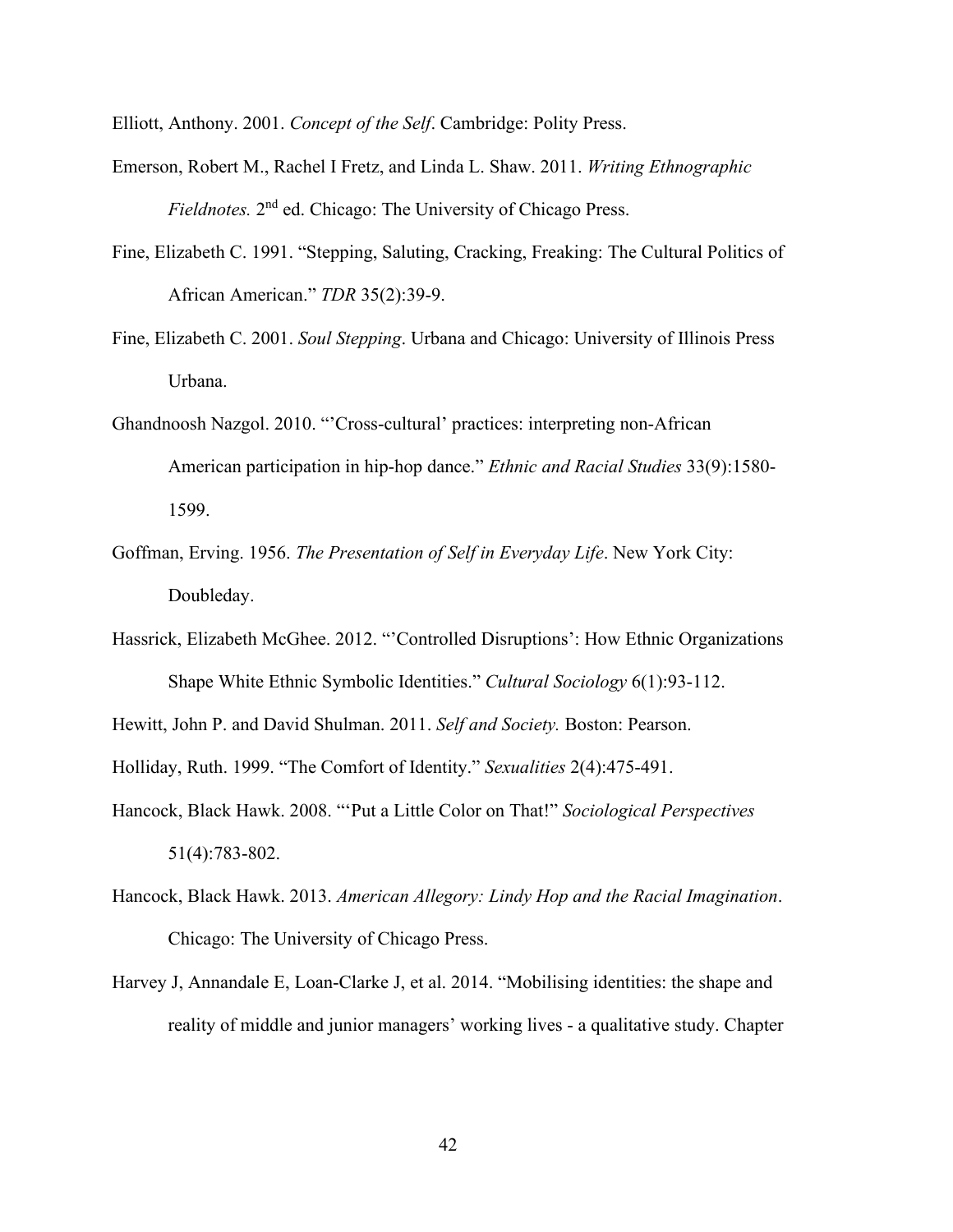Elliott, Anthony. 2001. *Concept of the Self*. Cambridge: Polity Press.

Emerson, Robert M., Rachel I Fretz, and Linda L. Shaw. 2011. *Writing Ethnographic Fieldnotes.* 2nd ed. Chicago: The University of Chicago Press.

Fine, Elizabeth C. 1991. "Stepping, Saluting, Cracking, Freaking: The Cultural Politics of African American." *TDR* 35(2):39-9.

Fine, Elizabeth C. 2001. *Soul Stepping*. Urbana and Chicago: University of Illinois Press Urbana.

Ghandnoosh Nazgol. 2010. "'Cross-cultural' practices: interpreting non-African American participation in hip-hop dance." *Ethnic and Racial Studies* 33(9):1580-1599.

Goffman, Erving. 1956. *The Presentation of Self in Everyday Life*. New York City: Doubleday.

Hassrick, Elizabeth McGhee. 2012. "'Controlled Disruptions': How Ethnic Organizations Shape White Ethnic Symbolic Identities." *Cultural Sociology* 6(1):93-112.

Hewitt, John P. and David Shulman. 2011. *Self and Society.* Boston: Pearson.

Holliday, Ruth. 1999. "The Comfort of Identity." *Sexualities* 2(4):475-491.

Hancock, Black Hawk. 2008. "'Put a Little Color on That!" *Sociological Perspectives* 51(4):783-802.

Hancock, Black Hawk. 2013. *American Allegory: Lindy Hop and the Racial Imagination*. Chicago: The University of Chicago Press.

Harvey J, Annandale E, Loan-Clarke J, et al. 2014. "Mobilising identities: the shape and reality of middle and junior managers' working lives - a qualitative study. Chapter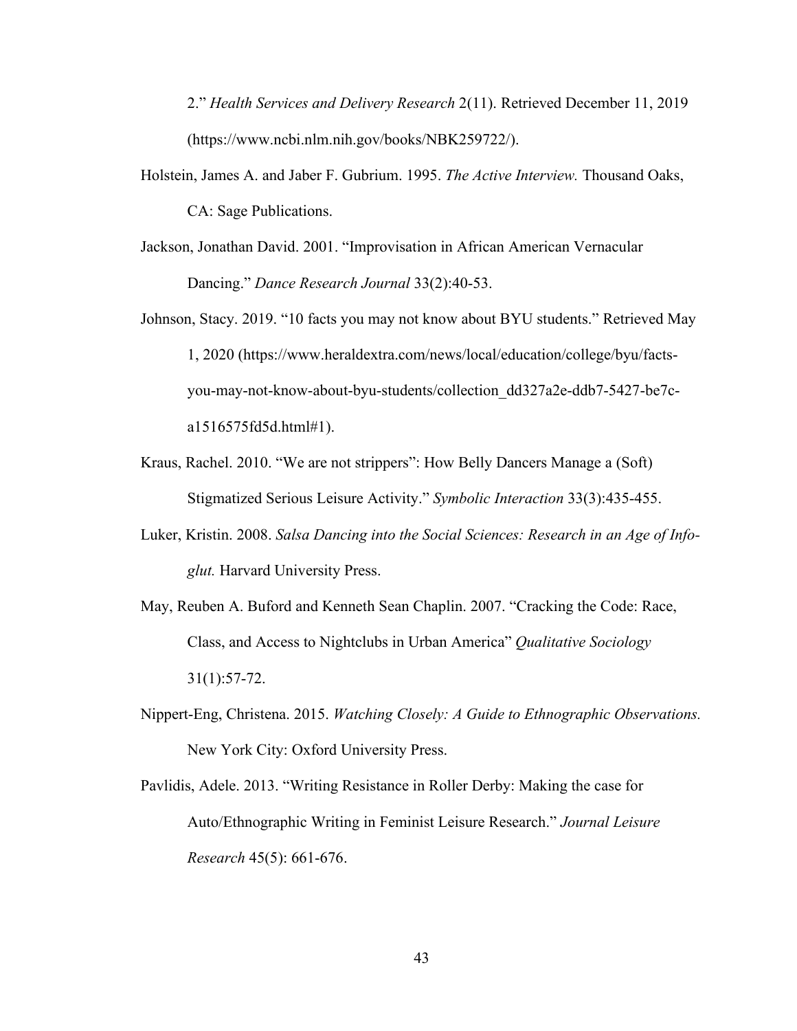2." *Health Services and Delivery Research* 2(11). Retrieved December 11, 2019 (https://www.ncbi.nlm.nih.gov/books/NBK259722/).

Holstein, James A. and Jaber F. Gubrium. 1995. *The Active Interview.* Thousand Oaks, CA: Sage Publications.

Jackson, Jonathan David. 2001. "Improvisation in African American Vernacular Dancing." *Dance Research Journal* 33(2):40-53.

Johnson, Stacy. 2019. "10 facts you may not know about BYU students." Retrieved May 1, 2020 (https://www.heraldextra.com/news/local/education/college/byu/facts-you-may-not-know-about-byu-students/collection_dd327a2e-ddb7-5427-be7c-a1516575fd5d.html#1).

Kraus, Rachel. 2010. "We are not strippers": How Belly Dancers Manage a (Soft) Stigmatized Serious Leisure Activity." *Symbolic Interaction* 33(3):435-455.

Luker, Kristin. 2008. *Salsa Dancing into the Social Sciences: Research in an Age of Info-glut.* Harvard University Press.

May, Reuben A. Buford and Kenneth Sean Chaplin. 2007. "Cracking the Code: Race, Class, and Access to Nightclubs in Urban America" *Qualitative Sociology* 31(1):57-72.

Nippert-Eng, Christena. 2015. *Watching Closely: A Guide to Ethnographic Observations.* New York City: Oxford University Press.

Pavlidis, Adele. 2013. "Writing Resistance in Roller Derby: Making the case for Auto/Ethnographic Writing in Feminist Leisure Research." *Journal Leisure Research* 45(5): 661-676.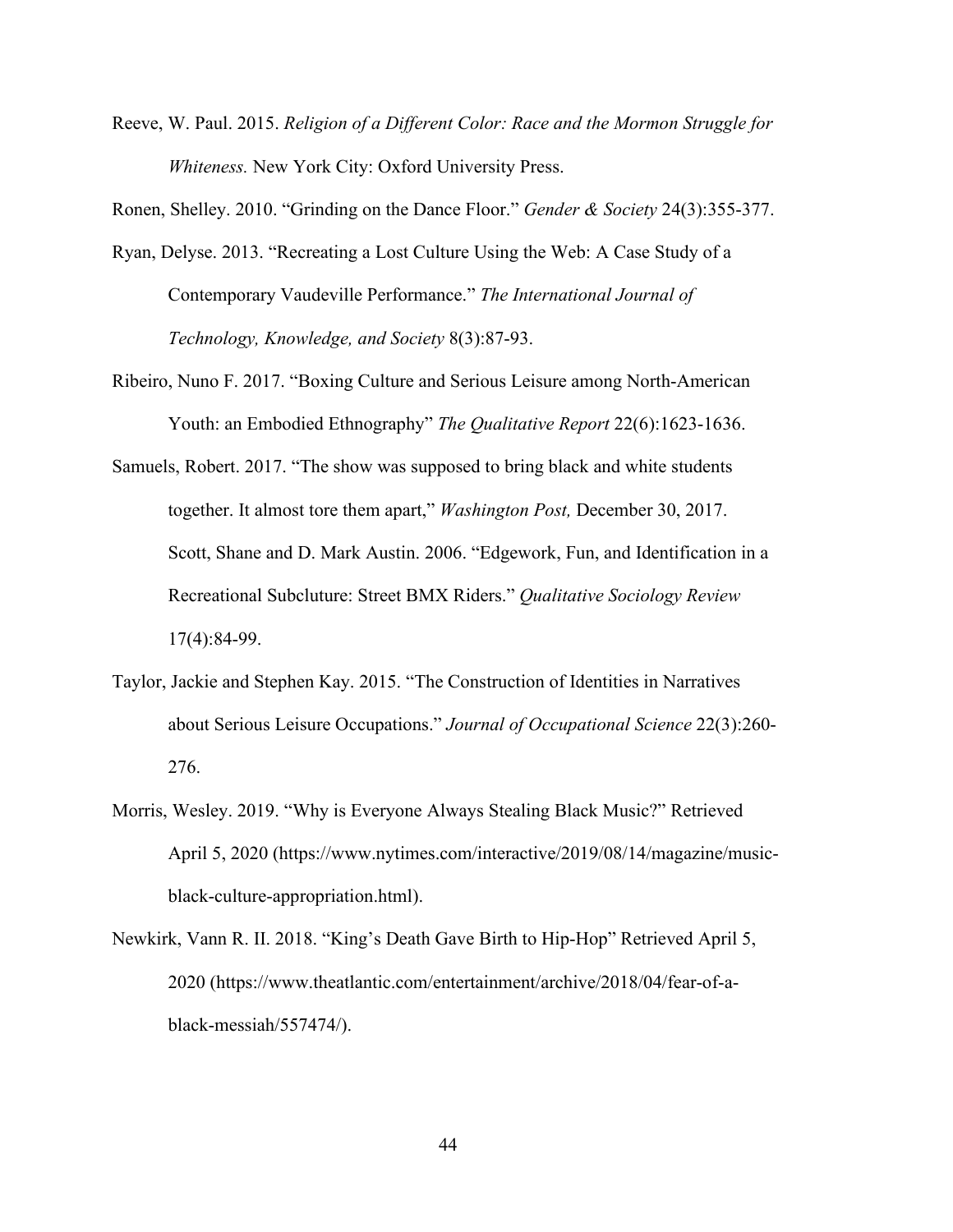Reeve, W. Paul. 2015. *Religion of a Different Color: Race and the Mormon Struggle for Whiteness.* New York City: Oxford University Press.

Ronen, Shelley. 2010. "Grinding on the Dance Floor." *Gender & Society* 24(3):355-377.

Ryan, Delyse. 2013. "Recreating a Lost Culture Using the Web: A Case Study of a Contemporary Vaudeville Performance." *The International Journal of Technology, Knowledge, and Society* 8(3):87-93.

Ribeiro, Nuno F. 2017. "Boxing Culture and Serious Leisure among North-American Youth: an Embodied Ethnography" *The Qualitative Report* 22(6):1623-1636.

Samuels, Robert. 2017. "The show was supposed to bring black and white students together. It almost tore them apart," *Washington Post,* December 30, 2017. Scott, Shane and D. Mark Austin. 2006. "Edgework, Fun, and Identification in a Recreational Subcluture: Street BMX Riders." *Qualitative Sociology Review* 17(4):84-99.

Taylor, Jackie and Stephen Kay. 2015. "The Construction of Identities in Narratives about Serious Leisure Occupations." *Journal of Occupational Science* 22(3):260-276.

Morris, Wesley. 2019. "Why is Everyone Always Stealing Black Music?" Retrieved April 5, 2020 (https://www.nytimes.com/interactive/2019/08/14/magazine/music-black-culture-appropriation.html).

Newkirk, Vann R. II. 2018. "King's Death Gave Birth to Hip-Hop" Retrieved April 5, 2020 (https://www.theatlantic.com/entertainment/archive/2018/04/fear-of-a-black-messiah/557474/).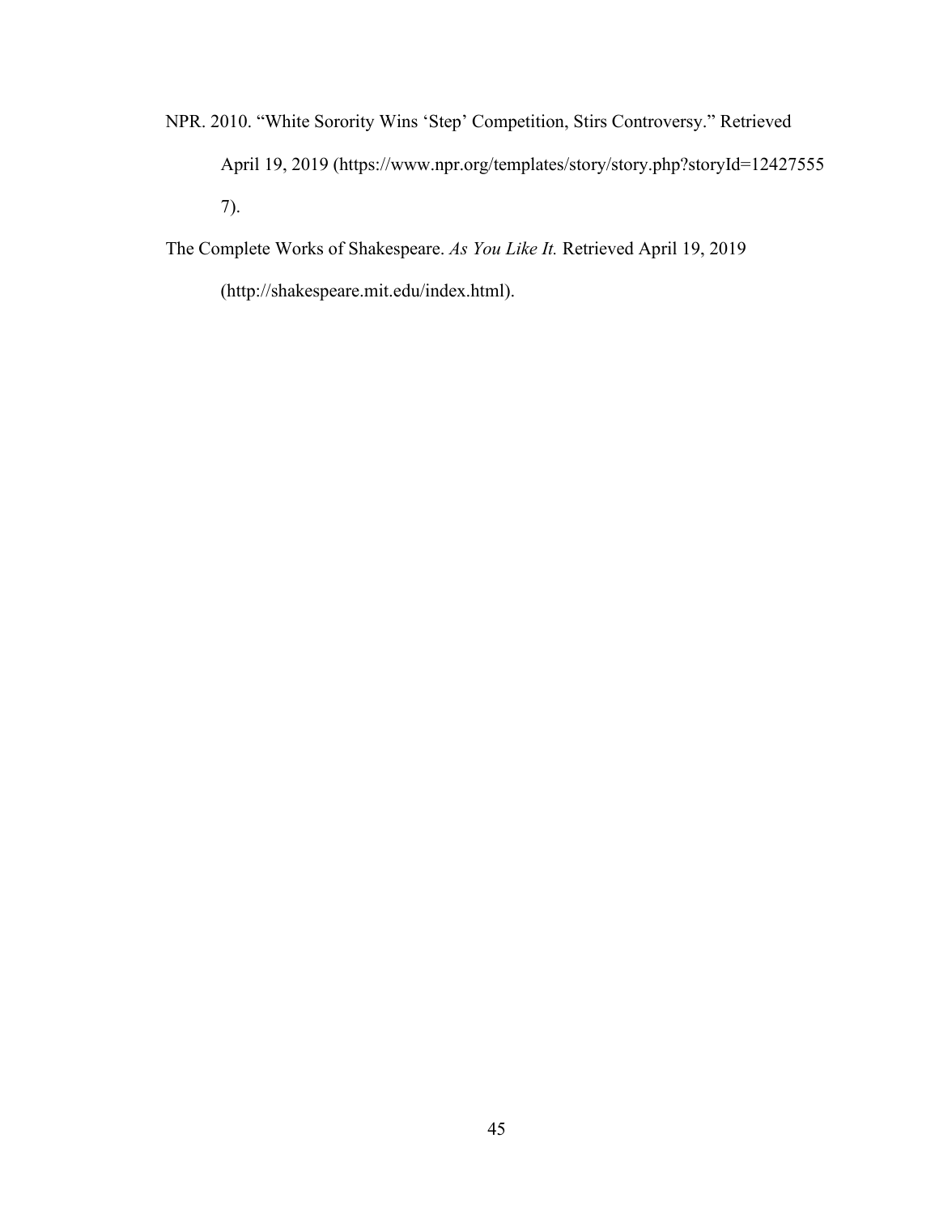NPR. 2010. "White Sorority Wins 'Step' Competition, Stirs Controversy." Retrieved April 19, 2019 (https://www.npr.org/templates/story/story.php?storyId=124275557).

The Complete Works of Shakespeare. *As You Like It.* Retrieved April 19, 2019 (http://shakespeare.mit.edu/index.html).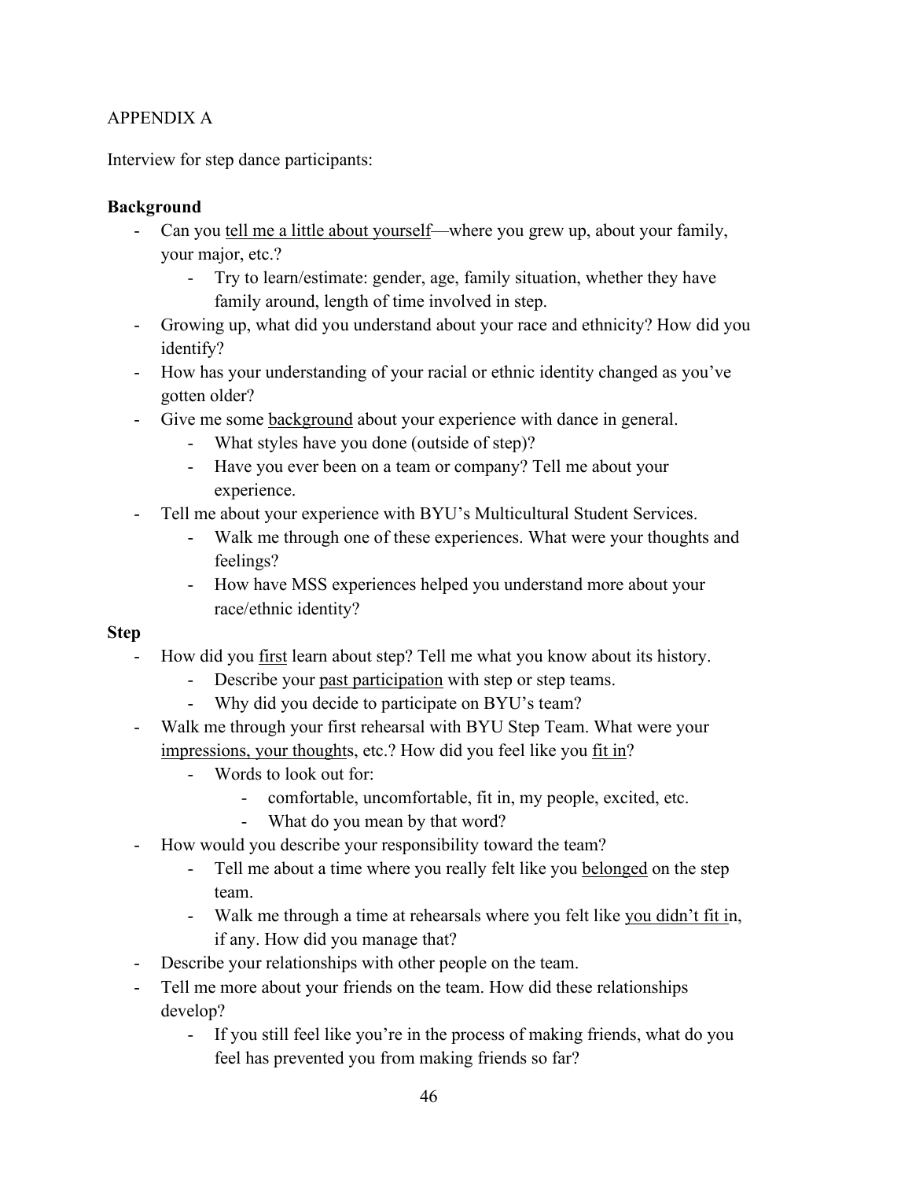APPENDIX A

Interview for step dance participants:

**Background**

- Can you <u>tell me a little about yourself</u>—where you grew up, about your family, your major, etc.?
    - Try to learn/estimate: gender, age, family situation, whether they have family around, length of time involved in step.
- Growing up, what did you understand about your race and ethnicity? How did you identify?
- How has your understanding of your racial or ethnic identity changed as you've gotten older?
- Give me some <u>background</u> about your experience with dance in general.
    - What styles have you done (outside of step)?
    - Have you ever been on a team or company? Tell me about your experience.
- Tell me about your experience with BYU's Multicultural Student Services.
    - Walk me through one of these experiences. What were your thoughts and feelings?
    - How have MSS experiences helped you understand more about your race/ethnic identity?

**Step**

- How did you <u>first</u> learn about step? Tell me what you know about its history.
    - Describe your <u>past participation</u> with step or step teams.
    - Why did you decide to participate on BYU's team?
- Walk me through your first rehearsal with BYU Step Team. What were your <u>impressions, your thought</u>s, etc.? How did you feel like you <u>fit in</u>?
    - Words to look out for:
        - comfortable, uncomfortable, fit in, my people, excited, etc.
        - What do you mean by that word?
- How would you describe your responsibility toward the team?
    - Tell me about a time where you really felt like you <u>belonged</u> on the step team.
    - Walk me through a time at rehearsals where you felt like <u>you didn't fit i</u>n, if any. How did you manage that?
- Describe your relationships with other people on the team.
- Tell me more about your friends on the team. How did these relationships develop?
    - If you still feel like you're in the process of making friends, what do you feel has prevented you from making friends so far?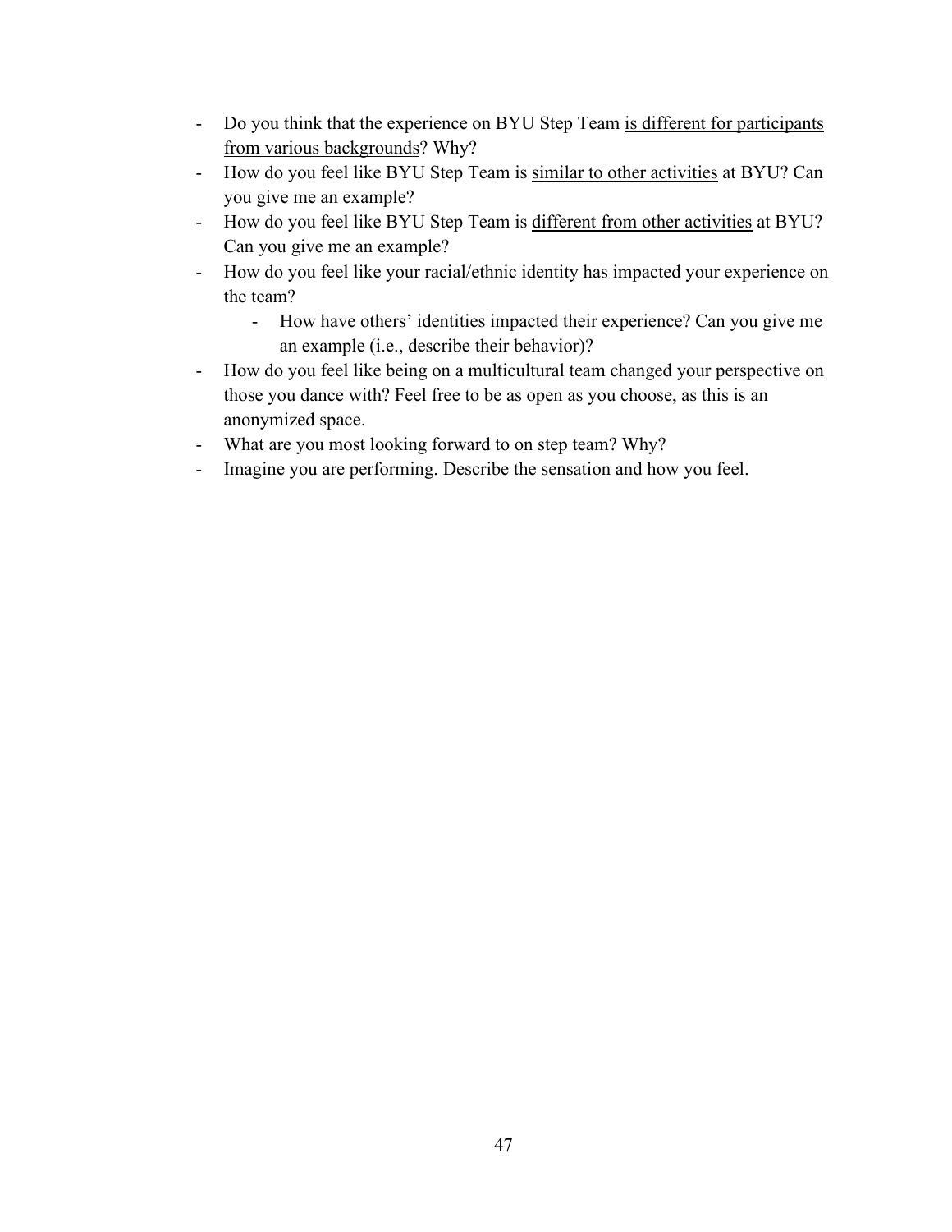- Do you think that the experience on BYU Step Team <u>is different for participants from various backgrounds</u>? Why?
- How do you feel like BYU Step Team is <u>similar to other activities</u> at BYU? Can you give me an example?
- How do you feel like BYU Step Team is <u>different from other activities</u> at BYU? Can you give me an example?
- How do you feel like your racial/ethnic identity has impacted your experience on the team?
    - How have others' identities impacted their experience? Can you give me an example (i.e., describe their behavior)?
- How do you feel like being on a multicultural team changed your perspective on those you dance with? Feel free to be as open as you choose, as this is an anonymized space.
- What are you most looking forward to on step team? Why?
- Imagine you are performing. Describe the sensation and how you feel.